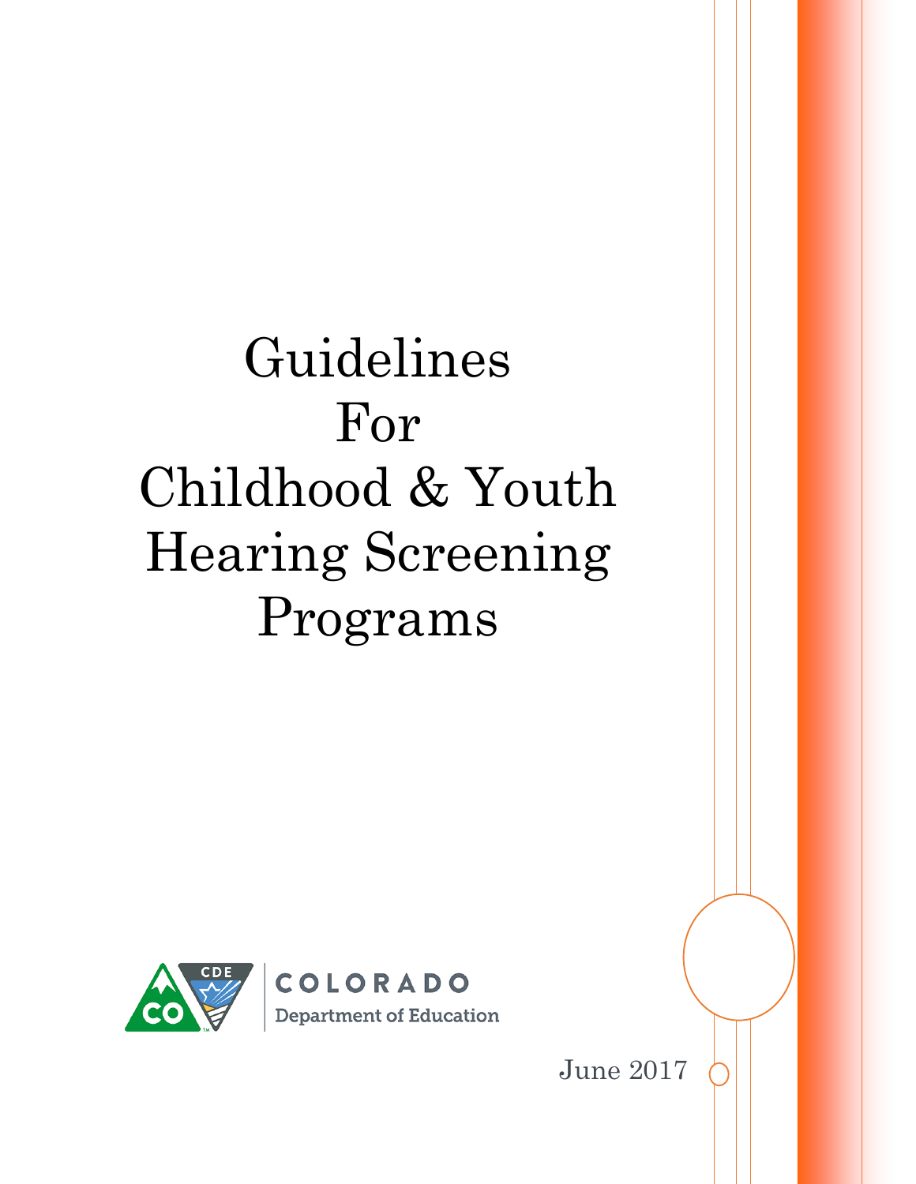# Guidelines For Childhood & Youth Hearing Screening Programs

COLORADO
Department of Education

June 2017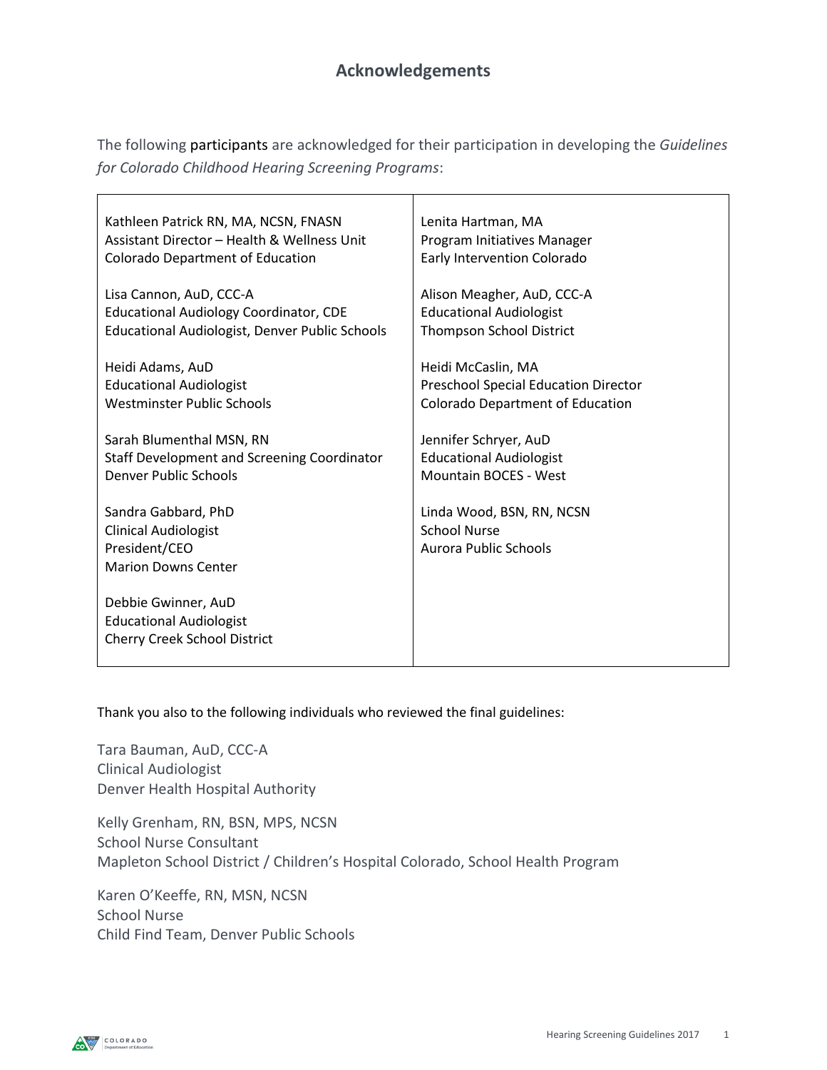## Acknowledgements

The following participants are acknowledged for their participation in developing the *Guidelines for Colorado Childhood Hearing Screening Programs*:

| | |
|---|---|
| Kathleen Patrick RN, MA, NCSN, FNASN<br>Assistant Director – Health & Wellness Unit<br>Colorado Department of Education | Lenita Hartman, MA<br>Program Initiatives Manager<br>Early Intervention Colorado |
| Lisa Cannon, AuD, CCC-A<br>Educational Audiology Coordinator, CDE<br>Educational Audiologist, Denver Public Schools | Alison Meagher, AuD, CCC-A<br>Educational Audiologist<br>Thompson School District |
| Heidi Adams, AuD<br>Educational Audiologist<br>Westminster Public Schools | Heidi McCaslin, MA<br>Preschool Special Education Director<br>Colorado Department of Education |
| Sarah Blumenthal MSN, RN<br>Staff Development and Screening Coordinator<br>Denver Public Schools | Jennifer Schryer, AuD<br>Educational Audiologist<br>Mountain BOCES - West |
| Sandra Gabbard, PhD<br>Clinical Audiologist<br>President/CEO<br>Marion Downs Center | Linda Wood, BSN, RN, NCSN<br>School Nurse<br>Aurora Public Schools |
| Debbie Gwinner, AuD<br>Educational Audiologist<br>Cherry Creek School District | |

Thank you also to the following individuals who reviewed the final guidelines:

Tara Bauman, AuD, CCC-A
Clinical Audiologist
Denver Health Hospital Authority

Kelly Grenham, RN, BSN, MPS, NCSN
School Nurse Consultant
Mapleton School District / Children's Hospital Colorado, School Health Program

Karen O'Keeffe, RN, MSN, NCSN
School Nurse
Child Find Team, Denver Public Schools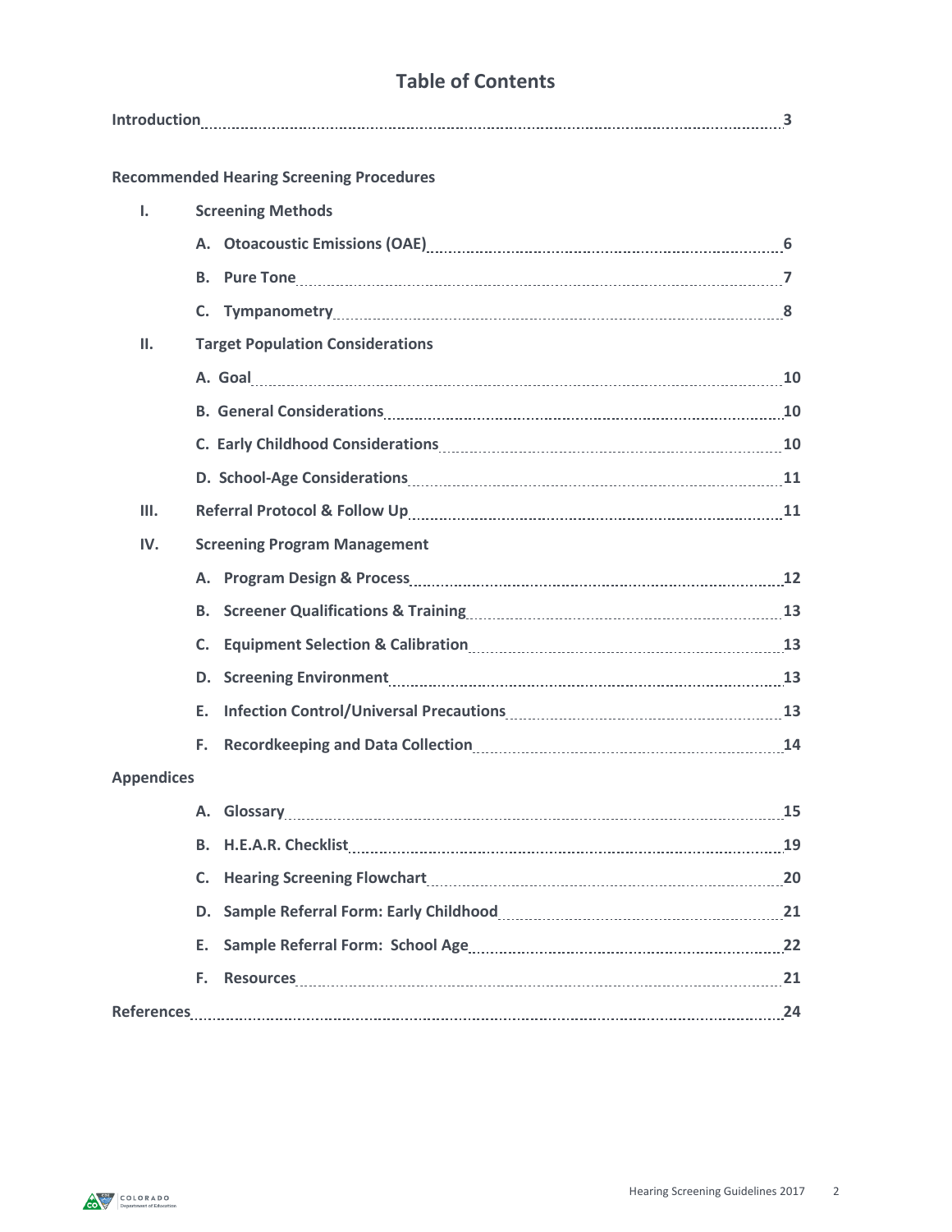# Table of Contents

**Introduction** ........ 3

**Recommended Hearing Screening Procedures**

- **I. Screening Methods**
  - **A. Otoacoustic Emissions (OAE)** ........ 6
  - **B. Pure Tone** ........ 7
  - **C. Tympanometry** ........ 8
- **II. Target Population Considerations**
  - **A. Goal** ........ 10
  - **B. General Considerations** ........ 10
  - **C. Early Childhood Considerations** ........ 10
  - **D. School-Age Considerations** ........ 11
- **III. Referral Protocol & Follow Up** ........ 11
- **IV. Screening Program Management**
  - **A. Program Design & Process** ........ 12
  - **B. Screener Qualifications & Training** ........ 13
  - **C. Equipment Selection & Calibration** ........ 13
  - **D. Screening Environment** ........ 13
  - **E. Infection Control/Universal Precautions** ........ 13
  - **F. Recordkeeping and Data Collection** ........ 14

**Appendices**

- **A. Glossary** ........ 15
- **B. H.E.A.R. Checklist** ........ 19
- **C. Hearing Screening Flowchart** ........ 20
- **D. Sample Referral Form: Early Childhood** ........ 21
- **E. Sample Referral Form: School Age** ........ 22
- **F. Resources** ........ 21

**References** ........ 24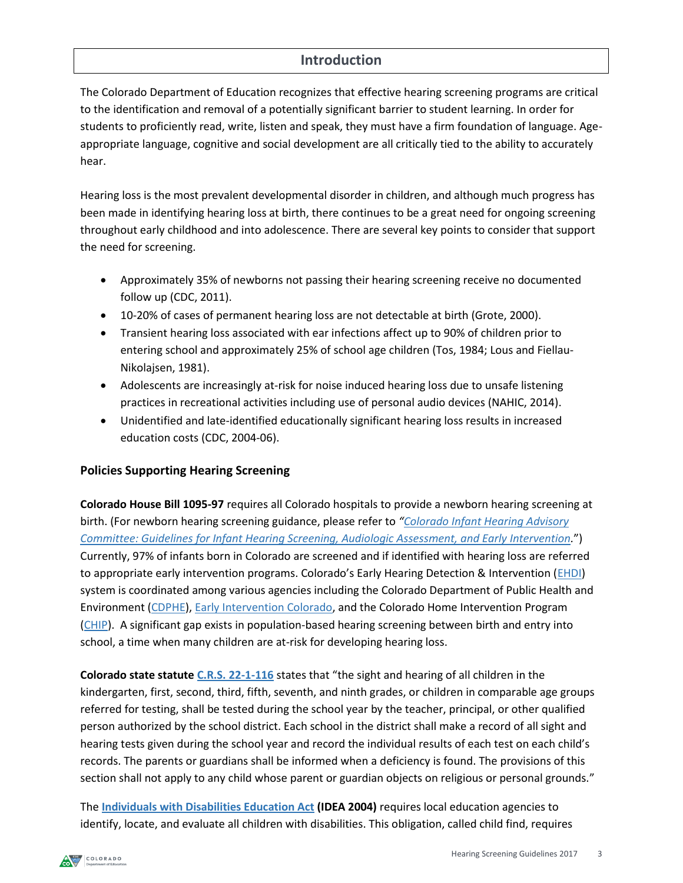## Introduction

The Colorado Department of Education recognizes that effective hearing screening programs are critical to the identification and removal of a potentially significant barrier to student learning. In order for students to proficiently read, write, listen and speak, they must have a firm foundation of language. Age-appropriate language, cognitive and social development are all critically tied to the ability to accurately hear.

Hearing loss is the most prevalent developmental disorder in children, and although much progress has been made in identifying hearing loss at birth, there continues to be a great need for ongoing screening throughout early childhood and into adolescence. There are several key points to consider that support the need for screening.

- Approximately 35% of newborns not passing their hearing screening receive no documented follow up (CDC, 2011).
- 10-20% of cases of permanent hearing loss are not detectable at birth (Grote, 2000).
- Transient hearing loss associated with ear infections affect up to 90% of children prior to entering school and approximately 25% of school age children (Tos, 1984; Lous and Fiellau-Nikolajsen, 1981).
- Adolescents are increasingly at-risk for noise induced hearing loss due to unsafe listening practices in recreational activities including use of personal audio devices (NAHIC, 2014).
- Unidentified and late-identified educationally significant hearing loss results in increased education costs (CDC, 2004-06).

### Policies Supporting Hearing Screening

**Colorado House Bill 1095-97** requires all Colorado hospitals to provide a newborn hearing screening at birth. (For newborn hearing screening guidance, please refer to *"Colorado Infant Hearing Advisory Committee: Guidelines for Infant Hearing Screening, Audiologic Assessment, and Early Intervention*.") Currently, 97% of infants born in Colorado are screened and if identified with hearing loss are referred to appropriate early intervention programs. Colorado's Early Hearing Detection & Intervention (EHDI) system is coordinated among various agencies including the Colorado Department of Public Health and Environment (CDPHE), Early Intervention Colorado, and the Colorado Home Intervention Program (CHIP). A significant gap exists in population-based hearing screening between birth and entry into school, a time when many children are at-risk for developing hearing loss.

**Colorado state statute C.R.S. 22-1-116** states that "the sight and hearing of all children in the kindergarten, first, second, third, fifth, seventh, and ninth grades, or children in comparable age groups referred for testing, shall be tested during the school year by the teacher, principal, or other qualified person authorized by the school district. Each school in the district shall make a record of all sight and hearing tests given during the school year and record the individual results of each test on each child's records. The parents or guardians shall be informed when a deficiency is found. The provisions of this section shall not apply to any child whose parent or guardian objects on religious or personal grounds."

The **Individuals with Disabilities Education Act (IDEA 2004)** requires local education agencies to identify, locate, and evaluate all children with disabilities. This obligation, called child find, requires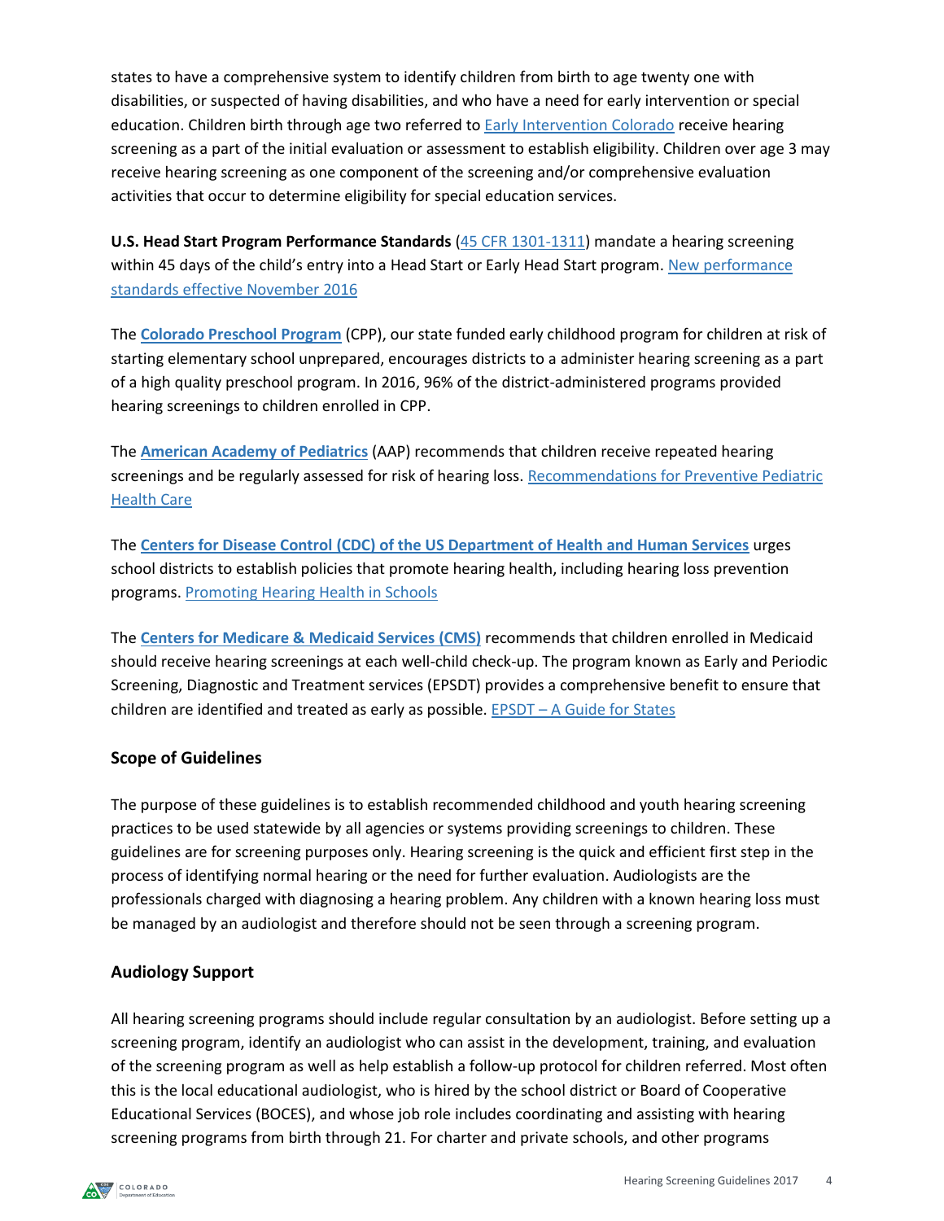states to have a comprehensive system to identify children from birth to age twenty one with disabilities, or suspected of having disabilities, and who have a need for early intervention or special education. Children birth through age two referred to Early Intervention Colorado receive hearing screening as a part of the initial evaluation or assessment to establish eligibility. Children over age 3 may receive hearing screening as one component of the screening and/or comprehensive evaluation activities that occur to determine eligibility for special education services.

**U.S. Head Start Program Performance Standards** (45 CFR 1301-1311) mandate a hearing screening within 45 days of the child's entry into a Head Start or Early Head Start program. New performance standards effective November 2016

The **Colorado Preschool Program** (CPP), our state funded early childhood program for children at risk of starting elementary school unprepared, encourages districts to a administer hearing screening as a part of a high quality preschool program. In 2016, 96% of the district-administered programs provided hearing screenings to children enrolled in CPP.

The **American Academy of Pediatrics** (AAP) recommends that children receive repeated hearing screenings and be regularly assessed for risk of hearing loss. Recommendations for Preventive Pediatric Health Care

The **Centers for Disease Control (CDC) of the US Department of Health and Human Services** urges school districts to establish policies that promote hearing health, including hearing loss prevention programs. Promoting Hearing Health in Schools

The **Centers for Medicare & Medicaid Services (CMS)** recommends that children enrolled in Medicaid should receive hearing screenings at each well-child check-up. The program known as Early and Periodic Screening, Diagnostic and Treatment services (EPSDT) provides a comprehensive benefit to ensure that children are identified and treated as early as possible. EPSDT – A Guide for States

## Scope of Guidelines

The purpose of these guidelines is to establish recommended childhood and youth hearing screening practices to be used statewide by all agencies or systems providing screenings to children. These guidelines are for screening purposes only. Hearing screening is the quick and efficient first step in the process of identifying normal hearing or the need for further evaluation. Audiologists are the professionals charged with diagnosing a hearing problem. Any children with a known hearing loss must be managed by an audiologist and therefore should not be seen through a screening program.

## Audiology Support

All hearing screening programs should include regular consultation by an audiologist. Before setting up a screening program, identify an audiologist who can assist in the development, training, and evaluation of the screening program as well as help establish a follow-up protocol for children referred. Most often this is the local educational audiologist, who is hired by the school district or Board of Cooperative Educational Services (BOCES), and whose job role includes coordinating and assisting with hearing screening programs from birth through 21. For charter and private schools, and other programs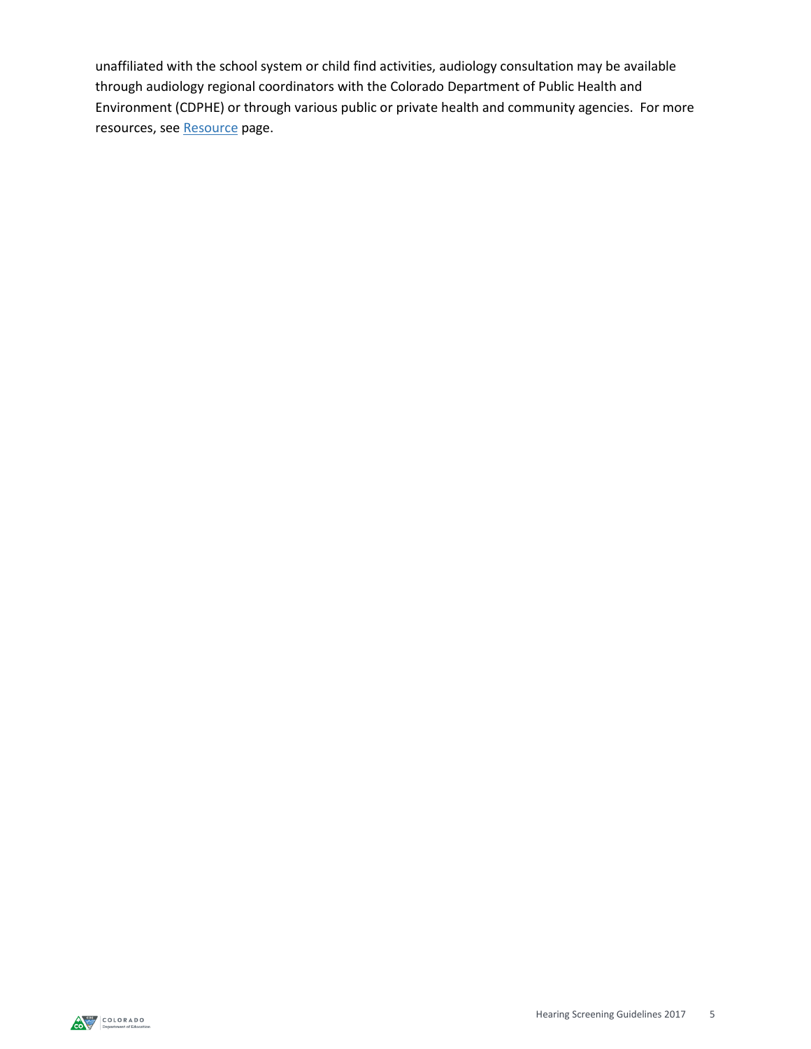unaffiliated with the school system or child find activities, audiology consultation may be available through audiology regional coordinators with the Colorado Department of Public Health and Environment (CDPHE) or through various public or private health and community agencies. For more resources, see Resource page.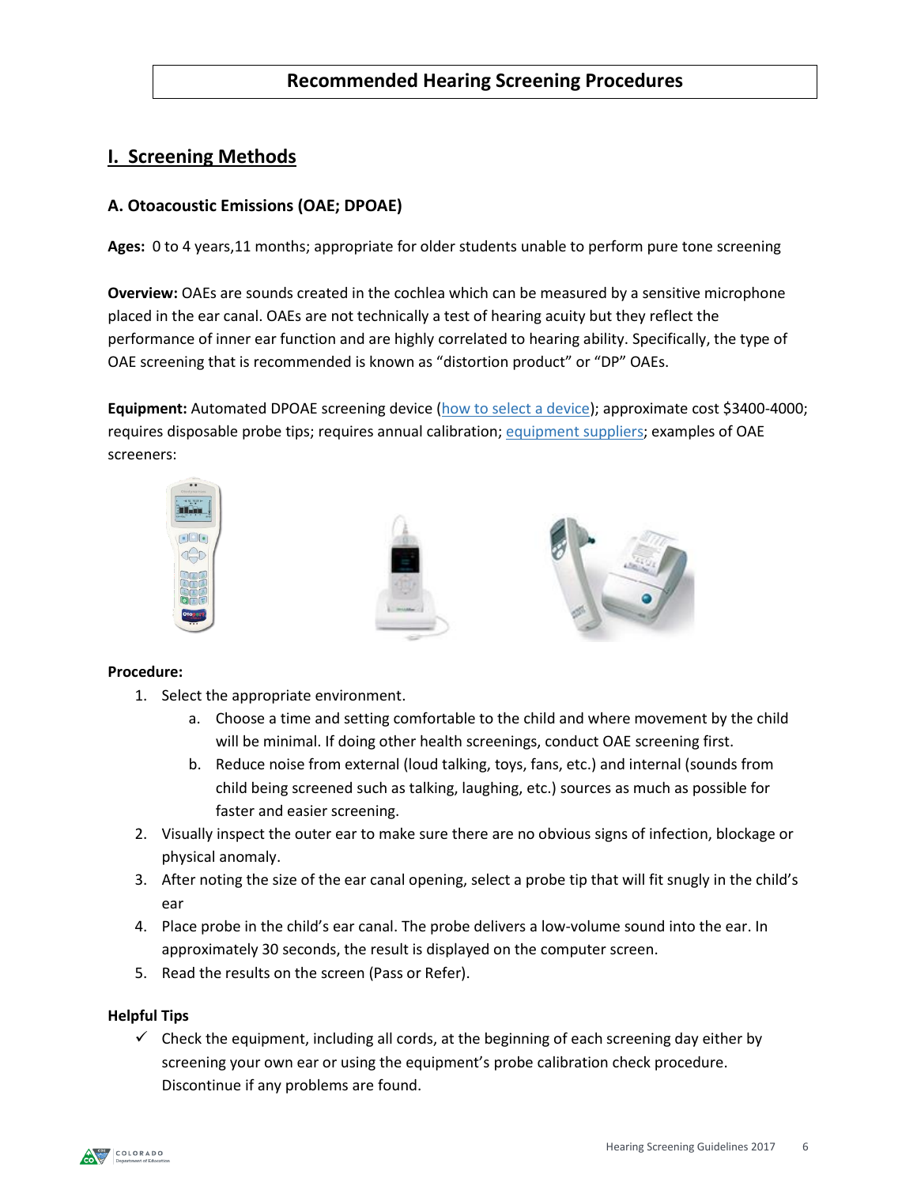# Recommended Hearing Screening Procedures

## I. Screening Methods

### A. Otoacoustic Emissions (OAE; DPOAE)

**Ages:** 0 to 4 years,11 months; appropriate for older students unable to perform pure tone screening

**Overview:** OAEs are sounds created in the cochlea which can be measured by a sensitive microphone placed in the ear canal. OAEs are not technically a test of hearing acuity but they reflect the performance of inner ear function and are highly correlated to hearing ability. Specifically, the type of OAE screening that is recommended is known as "distortion product" or "DP" OAEs.

**Equipment:** Automated DPOAE screening device (how to select a device); approximate cost $3400-4000; requires disposable probe tips; requires annual calibration; equipment suppliers; examples of OAE screeners:

**Procedure:**

1. Select the appropriate environment.
   a. Choose a time and setting comfortable to the child and where movement by the child will be minimal. If doing other health screenings, conduct OAE screening first.
   b. Reduce noise from external (loud talking, toys, fans, etc.) and internal (sounds from child being screened such as talking, laughing, etc.) sources as much as possible for faster and easier screening.
2. Visually inspect the outer ear to make sure there are no obvious signs of infection, blockage or physical anomaly.
3. After noting the size of the ear canal opening, select a probe tip that will fit snugly in the child's ear
4. Place probe in the child's ear canal. The probe delivers a low-volume sound into the ear. In approximately 30 seconds, the result is displayed on the computer screen.
5. Read the results on the screen (Pass or Refer).

**Helpful Tips**

- ✓ Check the equipment, including all cords, at the beginning of each screening day either by screening your own ear or using the equipment's probe calibration check procedure. Discontinue if any problems are found.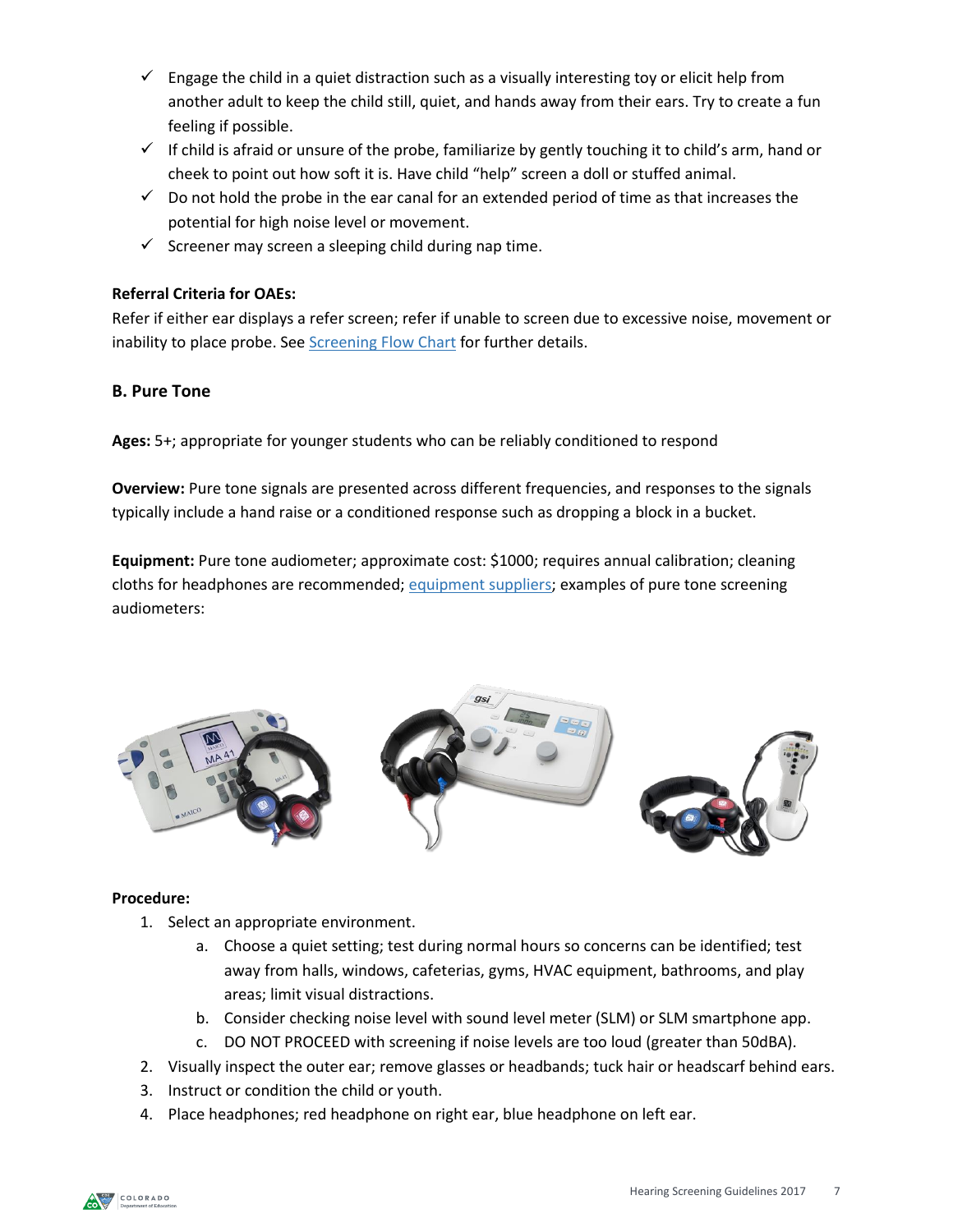- ✓ Engage the child in a quiet distraction such as a visually interesting toy or elicit help from another adult to keep the child still, quiet, and hands away from their ears. Try to create a fun feeling if possible.
- ✓ If child is afraid or unsure of the probe, familiarize by gently touching it to child's arm, hand or cheek to point out how soft it is. Have child "help" screen a doll or stuffed animal.
- ✓ Do not hold the probe in the ear canal for an extended period of time as that increases the potential for high noise level or movement.
- ✓ Screener may screen a sleeping child during nap time.

**Referral Criteria for OAEs:**
Refer if either ear displays a refer screen; refer if unable to screen due to excessive noise, movement or inability to place probe. See Screening Flow Chart for further details.

### B. Pure Tone

**Ages:** 5+; appropriate for younger students who can be reliably conditioned to respond

**Overview:** Pure tone signals are presented across different frequencies, and responses to the signals typically include a hand raise or a conditioned response such as dropping a block in a bucket.

**Equipment:** Pure tone audiometer; approximate cost: $1000; requires annual calibration; cleaning cloths for headphones are recommended; equipment suppliers; examples of pure tone screening audiometers:

**Procedure:**

1. Select an appropriate environment.
   a. Choose a quiet setting; test during normal hours so concerns can be identified; test away from halls, windows, cafeterias, gyms, HVAC equipment, bathrooms, and play areas; limit visual distractions.
   b. Consider checking noise level with sound level meter (SLM) or SLM smartphone app.
   c. DO NOT PROCEED with screening if noise levels are too loud (greater than 50dBA).
2. Visually inspect the outer ear; remove glasses or headbands; tuck hair or headscarf behind ears.
3. Instruct or condition the child or youth.
4. Place headphones; red headphone on right ear, blue headphone on left ear.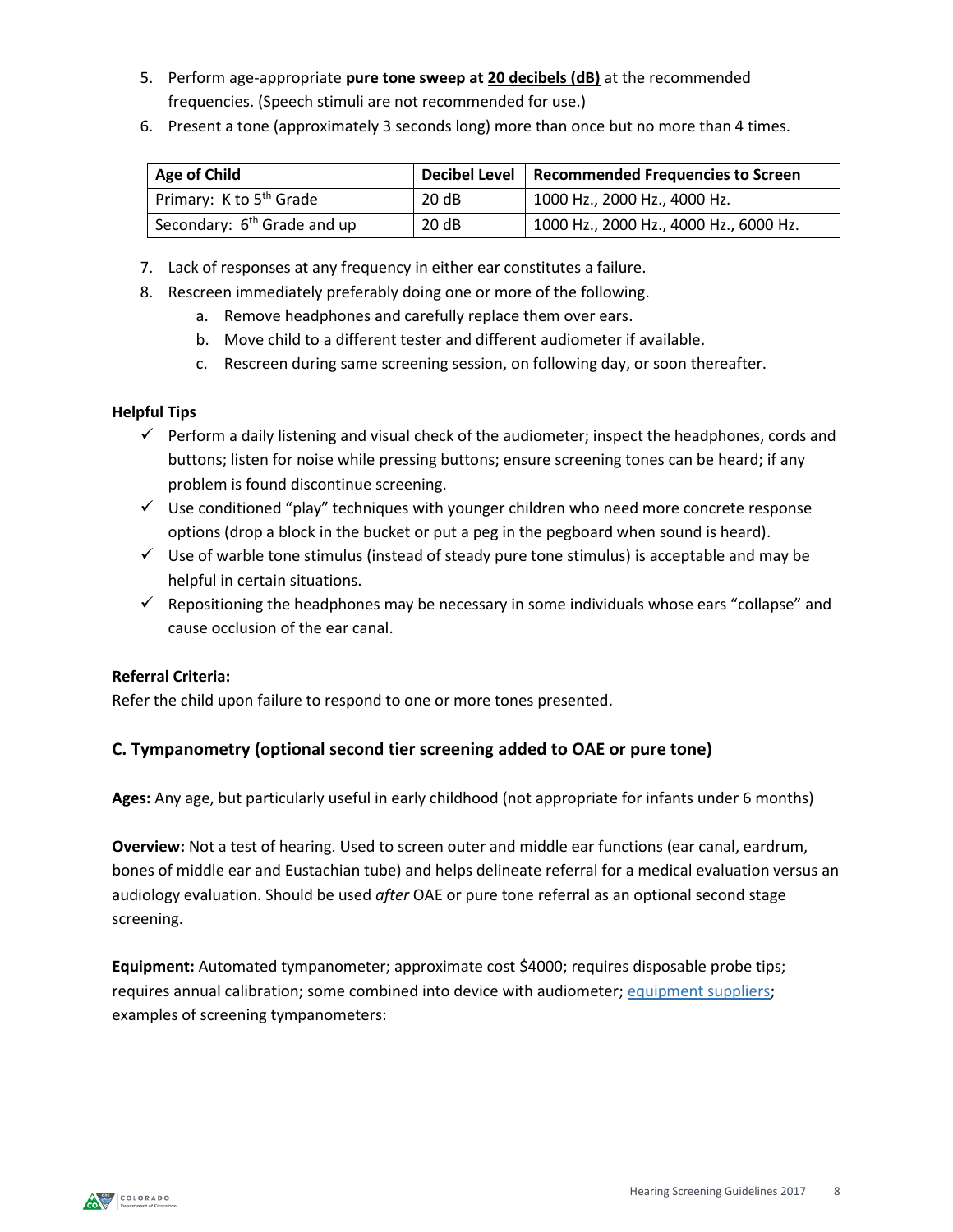5. Perform age-appropriate **pure tone sweep at <u>20 decibels (dB)</u>** at the recommended frequencies. (Speech stimuli are not recommended for use.)
6. Present a tone (approximately 3 seconds long) more than once but no more than 4 times.

| Age of Child | Decibel Level | Recommended Frequencies to Screen |
|---|---|---|
| Primary: K to 5th Grade | 20 dB | 1000 Hz., 2000 Hz., 4000 Hz. |
| Secondary: 6th Grade and up | 20 dB | 1000 Hz., 2000 Hz., 4000 Hz., 6000 Hz. |

7. Lack of responses at any frequency in either ear constitutes a failure.
8. Rescreen immediately preferably doing one or more of the following.
   a. Remove headphones and carefully replace them over ears.
   b. Move child to a different tester and different audiometer if available.
   c. Rescreen during same screening session, on following day, or soon thereafter.

**Helpful Tips**

- ✓ Perform a daily listening and visual check of the audiometer; inspect the headphones, cords and buttons; listen for noise while pressing buttons; ensure screening tones can be heard; if any problem is found discontinue screening.
- ✓ Use conditioned "play" techniques with younger children who need more concrete response options (drop a block in the bucket or put a peg in the pegboard when sound is heard).
- ✓ Use of warble tone stimulus (instead of steady pure tone stimulus) is acceptable and may be helpful in certain situations.
- ✓ Repositioning the headphones may be necessary in some individuals whose ears "collapse" and cause occlusion of the ear canal.

**Referral Criteria:**

Refer the child upon failure to respond to one or more tones presented.

### C. Tympanometry (optional second tier screening added to OAE or pure tone)

**Ages:** Any age, but particularly useful in early childhood (not appropriate for infants under 6 months)

**Overview:** Not a test of hearing. Used to screen outer and middle ear functions (ear canal, eardrum, bones of middle ear and Eustachian tube) and helps delineate referral for a medical evaluation versus an audiology evaluation. Should be used *after* OAE or pure tone referral as an optional second stage screening.

**Equipment:** Automated tympanometer; approximate cost $4000; requires disposable probe tips; requires annual calibration; some combined into device with audiometer; equipment suppliers; examples of screening tympanometers: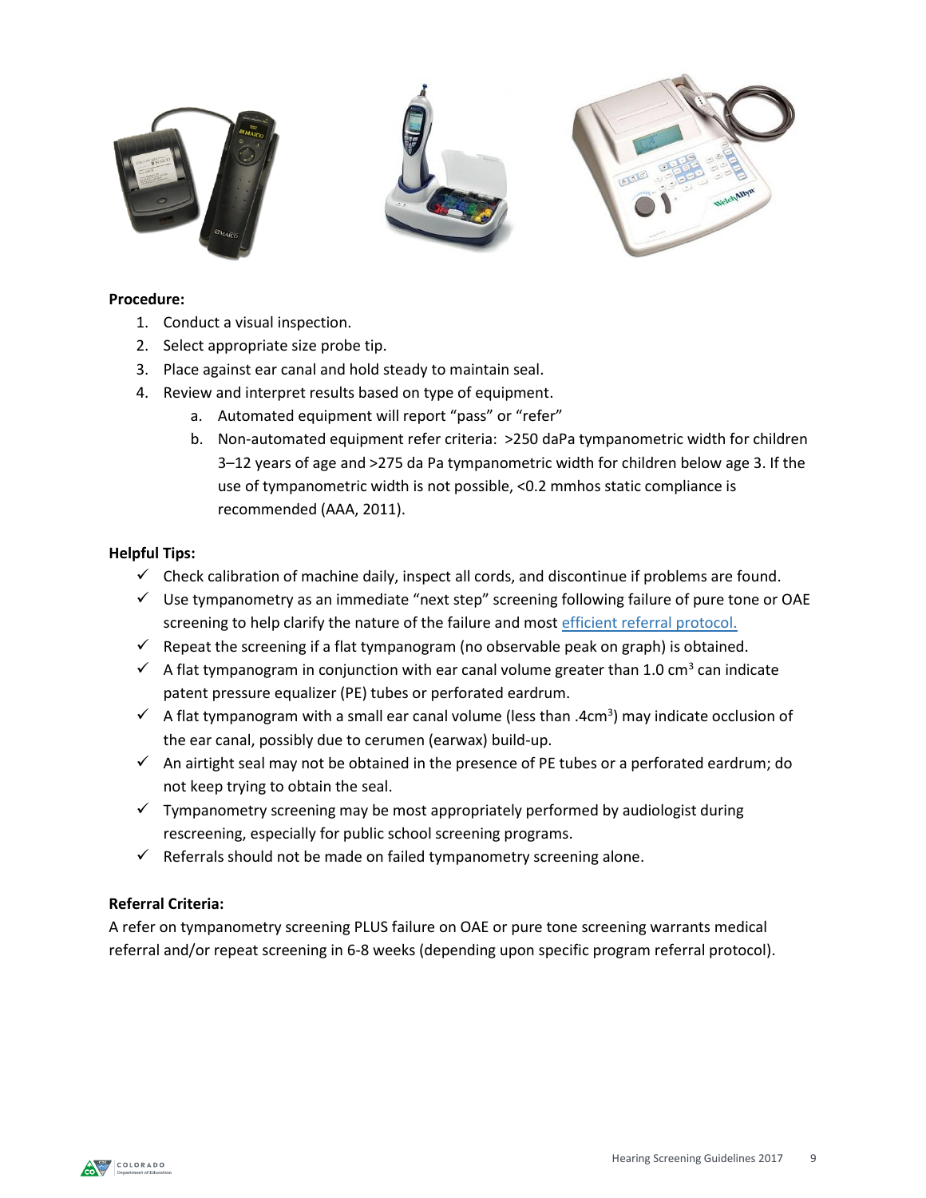**Procedure:**

1. Conduct a visual inspection.
2. Select appropriate size probe tip.
3. Place against ear canal and hold steady to maintain seal.
4. Review and interpret results based on type of equipment.
   a. Automated equipment will report "pass" or "refer"
   b. Non-automated equipment refer criteria: >250 daPa tympanometric width for children 3–12 years of age and >275 da Pa tympanometric width for children below age 3. If the use of tympanometric width is not possible, <0.2 mmhos static compliance is recommended (AAA, 2011).

**Helpful Tips:**

- ✓ Check calibration of machine daily, inspect all cords, and discontinue if problems are found.
- ✓ Use tympanometry as an immediate "next step" screening following failure of pure tone or OAE screening to help clarify the nature of the failure and most efficient referral protocol.
- ✓ Repeat the screening if a flat tympanogram (no observable peak on graph) is obtained.
- ✓ A flat tympanogram in conjunction with ear canal volume greater than 1.0 $cm^3$ can indicate patent pressure equalizer (PE) tubes or perforated eardrum.
- ✓ A flat tympanogram with a small ear canal volume (less than .4$cm^3$) may indicate occlusion of the ear canal, possibly due to cerumen (earwax) build-up.
- ✓ An airtight seal may not be obtained in the presence of PE tubes or a perforated eardrum; do not keep trying to obtain the seal.
- ✓ Tympanometry screening may be most appropriately performed by audiologist during rescreening, especially for public school screening programs.
- ✓ Referrals should not be made on failed tympanometry screening alone.

**Referral Criteria:**

A refer on tympanometry screening PLUS failure on OAE or pure tone screening warrants medical referral and/or repeat screening in 6-8 weeks (depending upon specific program referral protocol).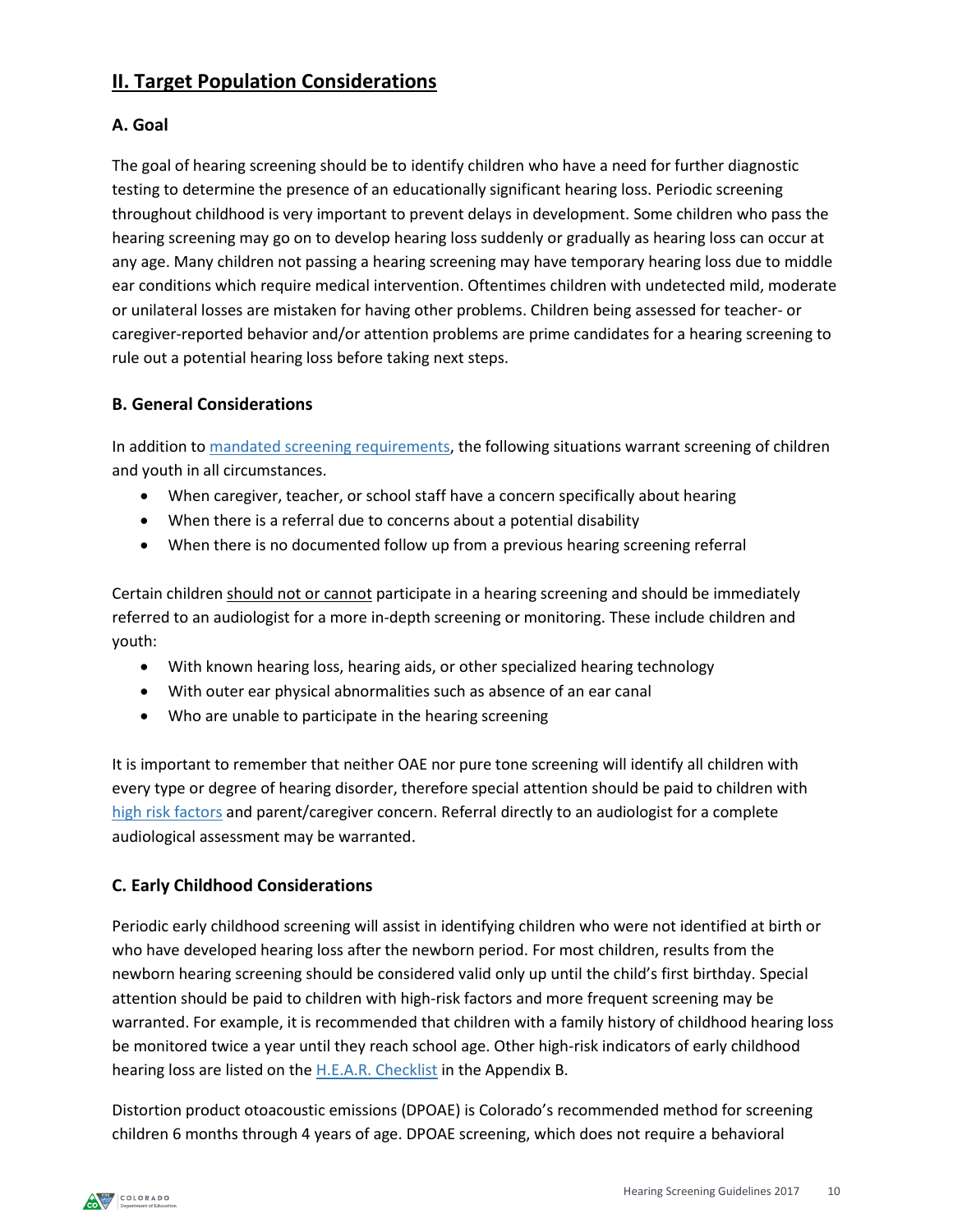## II. Target Population Considerations

### A. Goal

The goal of hearing screening should be to identify children who have a need for further diagnostic testing to determine the presence of an educationally significant hearing loss. Periodic screening throughout childhood is very important to prevent delays in development. Some children who pass the hearing screening may go on to develop hearing loss suddenly or gradually as hearing loss can occur at any age. Many children not passing a hearing screening may have temporary hearing loss due to middle ear conditions which require medical intervention. Oftentimes children with undetected mild, moderate or unilateral losses are mistaken for having other problems. Children being assessed for teacher- or caregiver-reported behavior and/or attention problems are prime candidates for a hearing screening to rule out a potential hearing loss before taking next steps.

### B. General Considerations

In addition to mandated screening requirements, the following situations warrant screening of children and youth in all circumstances.

- When caregiver, teacher, or school staff have a concern specifically about hearing
- When there is a referral due to concerns about a potential disability
- When there is no documented follow up from a previous hearing screening referral

Certain children should not or cannot participate in a hearing screening and should be immediately referred to an audiologist for a more in-depth screening or monitoring. These include children and youth:

- With known hearing loss, hearing aids, or other specialized hearing technology
- With outer ear physical abnormalities such as absence of an ear canal
- Who are unable to participate in the hearing screening

It is important to remember that neither OAE nor pure tone screening will identify all children with every type or degree of hearing disorder, therefore special attention should be paid to children with high risk factors and parent/caregiver concern. Referral directly to an audiologist for a complete audiological assessment may be warranted.

### C. Early Childhood Considerations

Periodic early childhood screening will assist in identifying children who were not identified at birth or who have developed hearing loss after the newborn period. For most children, results from the newborn hearing screening should be considered valid only up until the child's first birthday. Special attention should be paid to children with high-risk factors and more frequent screening may be warranted. For example, it is recommended that children with a family history of childhood hearing loss be monitored twice a year until they reach school age. Other high-risk indicators of early childhood hearing loss are listed on the H.E.A.R. Checklist in the Appendix B.

Distortion product otoacoustic emissions (DPOAE) is Colorado's recommended method for screening children 6 months through 4 years of age. DPOAE screening, which does not require a behavioral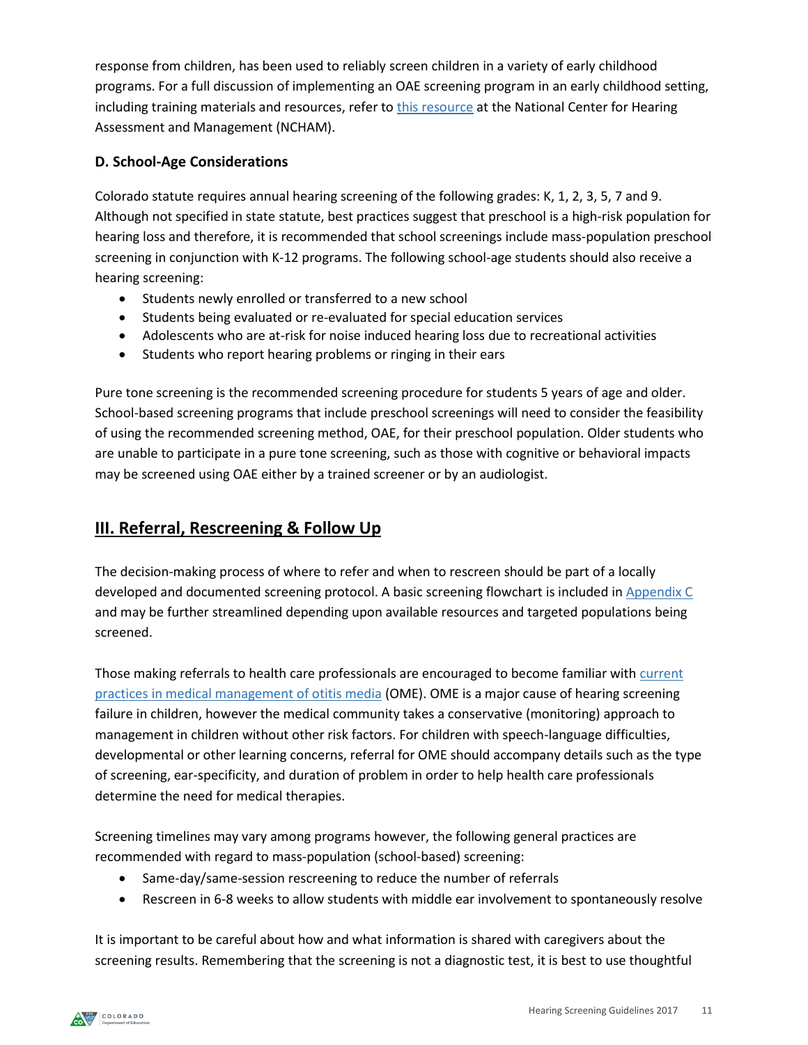response from children, has been used to reliably screen children in a variety of early childhood programs. For a full discussion of implementing an OAE screening program in an early childhood setting, including training materials and resources, refer to this resource at the National Center for Hearing Assessment and Management (NCHAM).

### D. School-Age Considerations

Colorado statute requires annual hearing screening of the following grades: K, 1, 2, 3, 5, 7 and 9. Although not specified in state statute, best practices suggest that preschool is a high-risk population for hearing loss and therefore, it is recommended that school screenings include mass-population preschool screening in conjunction with K-12 programs. The following school-age students should also receive a hearing screening:

- Students newly enrolled or transferred to a new school
- Students being evaluated or re-evaluated for special education services
- Adolescents who are at-risk for noise induced hearing loss due to recreational activities
- Students who report hearing problems or ringing in their ears

Pure tone screening is the recommended screening procedure for students 5 years of age and older. School-based screening programs that include preschool screenings will need to consider the feasibility of using the recommended screening method, OAE, for their preschool population. Older students who are unable to participate in a pure tone screening, such as those with cognitive or behavioral impacts may be screened using OAE either by a trained screener or by an audiologist.

## III. Referral, Rescreening & Follow Up

The decision-making process of where to refer and when to rescreen should be part of a locally developed and documented screening protocol. A basic screening flowchart is included in Appendix C and may be further streamlined depending upon available resources and targeted populations being screened.

Those making referrals to health care professionals are encouraged to become familiar with current practices in medical management of otitis media (OME). OME is a major cause of hearing screening failure in children, however the medical community takes a conservative (monitoring) approach to management in children without other risk factors. For children with speech-language difficulties, developmental or other learning concerns, referral for OME should accompany details such as the type of screening, ear-specificity, and duration of problem in order to help health care professionals determine the need for medical therapies.

Screening timelines may vary among programs however, the following general practices are recommended with regard to mass-population (school-based) screening:

- Same-day/same-session rescreening to reduce the number of referrals
- Rescreen in 6-8 weeks to allow students with middle ear involvement to spontaneously resolve

It is important to be careful about how and what information is shared with caregivers about the screening results. Remembering that the screening is not a diagnostic test, it is best to use thoughtful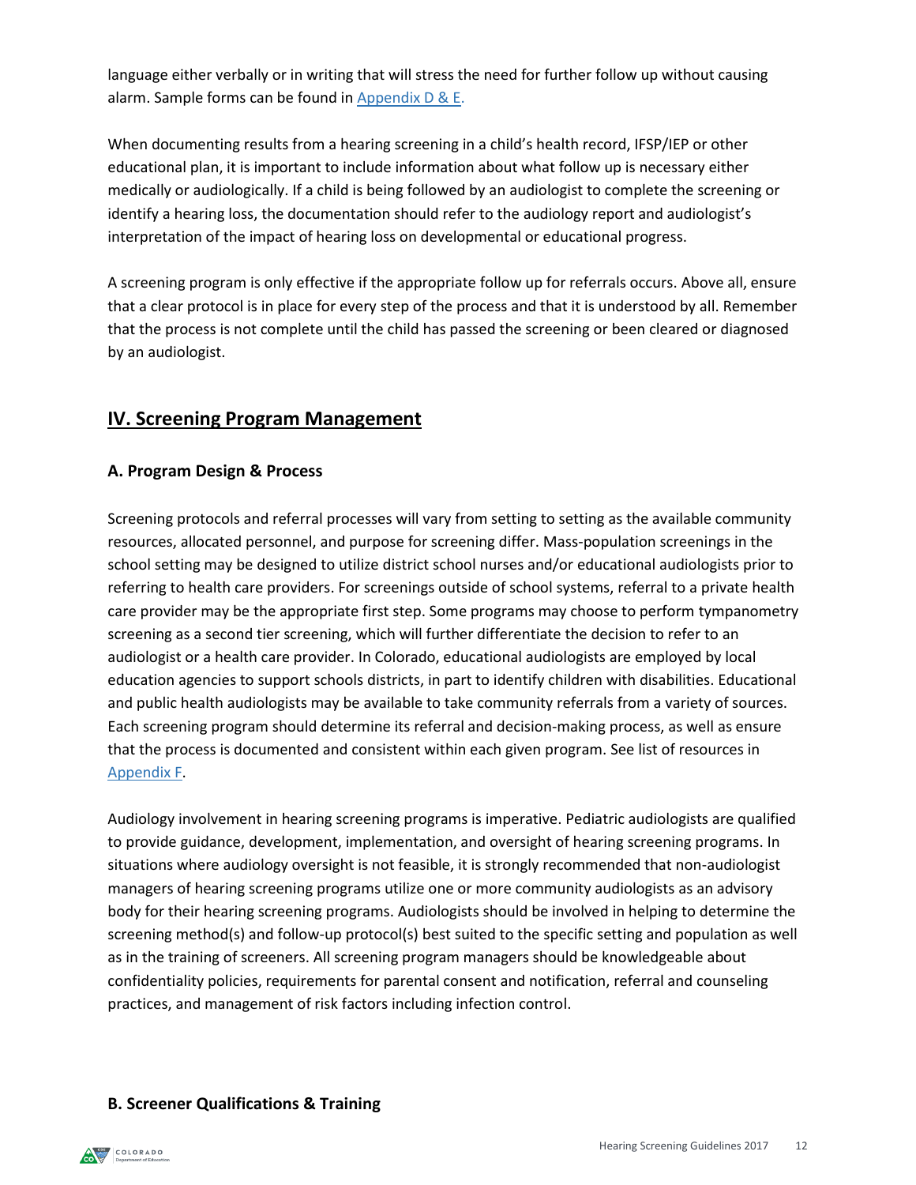language either verbally or in writing that will stress the need for further follow up without causing alarm. Sample forms can be found in [Appendix D & E.](#)

When documenting results from a hearing screening in a child's health record, IFSP/IEP or other educational plan, it is important to include information about what follow up is necessary either medically or audiologically. If a child is being followed by an audiologist to complete the screening or identify a hearing loss, the documentation should refer to the audiology report and audiologist's interpretation of the impact of hearing loss on developmental or educational progress.

A screening program is only effective if the appropriate follow up for referrals occurs. Above all, ensure that a clear protocol is in place for every step of the process and that it is understood by all. Remember that the process is not complete until the child has passed the screening or been cleared or diagnosed by an audiologist.

## IV. Screening Program Management

### A. Program Design & Process

Screening protocols and referral processes will vary from setting to setting as the available community resources, allocated personnel, and purpose for screening differ. Mass-population screenings in the school setting may be designed to utilize district school nurses and/or educational audiologists prior to referring to health care providers. For screenings outside of school systems, referral to a private health care provider may be the appropriate first step. Some programs may choose to perform tympanometry screening as a second tier screening, which will further differentiate the decision to refer to an audiologist or a health care provider. In Colorado, educational audiologists are employed by local education agencies to support schools districts, in part to identify children with disabilities. Educational and public health audiologists may be available to take community referrals from a variety of sources. Each screening program should determine its referral and decision-making process, as well as ensure that the process is documented and consistent within each given program. See list of resources in [Appendix F](#).

Audiology involvement in hearing screening programs is imperative. Pediatric audiologists are qualified to provide guidance, development, implementation, and oversight of hearing screening programs. In situations where audiology oversight is not feasible, it is strongly recommended that non-audiologist managers of hearing screening programs utilize one or more community audiologists as an advisory body for their hearing screening programs. Audiologists should be involved in helping to determine the screening method(s) and follow-up protocol(s) best suited to the specific setting and population as well as in the training of screeners. All screening program managers should be knowledgeable about confidentiality policies, requirements for parental consent and notification, referral and counseling practices, and management of risk factors including infection control.

### B. Screener Qualifications & Training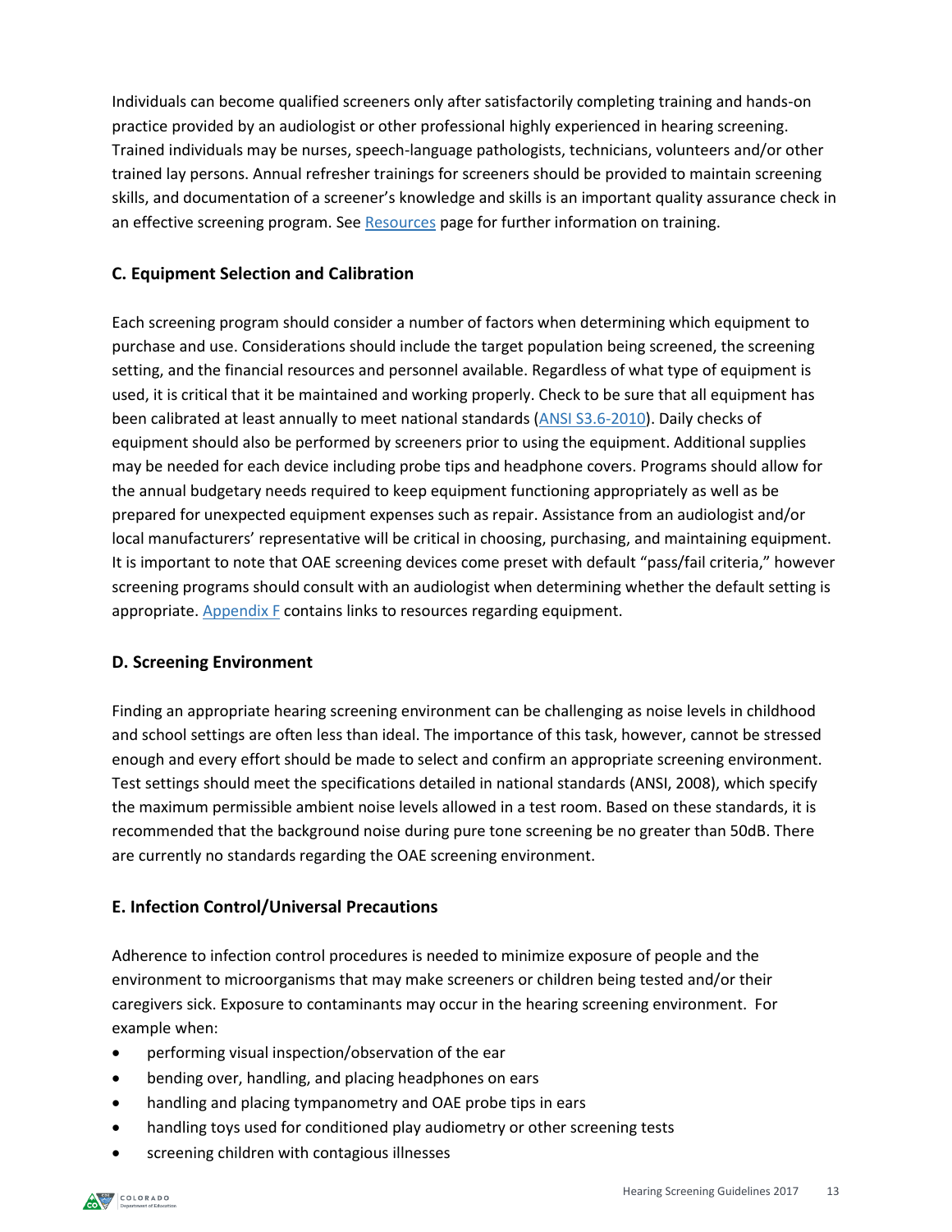Individuals can become qualified screeners only after satisfactorily completing training and hands-on practice provided by an audiologist or other professional highly experienced in hearing screening. Trained individuals may be nurses, speech-language pathologists, technicians, volunteers and/or other trained lay persons. Annual refresher trainings for screeners should be provided to maintain screening skills, and documentation of a screener's knowledge and skills is an important quality assurance check in an effective screening program. See Resources page for further information on training.

### C. Equipment Selection and Calibration

Each screening program should consider a number of factors when determining which equipment to purchase and use. Considerations should include the target population being screened, the screening setting, and the financial resources and personnel available. Regardless of what type of equipment is used, it is critical that it be maintained and working properly. Check to be sure that all equipment has been calibrated at least annually to meet national standards (ANSI S3.6-2010). Daily checks of equipment should also be performed by screeners prior to using the equipment. Additional supplies may be needed for each device including probe tips and headphone covers. Programs should allow for the annual budgetary needs required to keep equipment functioning appropriately as well as be prepared for unexpected equipment expenses such as repair. Assistance from an audiologist and/or local manufacturers' representative will be critical in choosing, purchasing, and maintaining equipment. It is important to note that OAE screening devices come preset with default "pass/fail criteria," however screening programs should consult with an audiologist when determining whether the default setting is appropriate. Appendix F contains links to resources regarding equipment.

### D. Screening Environment

Finding an appropriate hearing screening environment can be challenging as noise levels in childhood and school settings are often less than ideal. The importance of this task, however, cannot be stressed enough and every effort should be made to select and confirm an appropriate screening environment. Test settings should meet the specifications detailed in national standards (ANSI, 2008), which specify the maximum permissible ambient noise levels allowed in a test room. Based on these standards, it is recommended that the background noise during pure tone screening be no greater than 50dB. There are currently no standards regarding the OAE screening environment.

### E. Infection Control/Universal Precautions

Adherence to infection control procedures is needed to minimize exposure of people and the environment to microorganisms that may make screeners or children being tested and/or their caregivers sick. Exposure to contaminants may occur in the hearing screening environment. For example when:

- performing visual inspection/observation of the ear
- bending over, handling, and placing headphones on ears
- handling and placing tympanometry and OAE probe tips in ears
- handling toys used for conditioned play audiometry or other screening tests
- screening children with contagious illnesses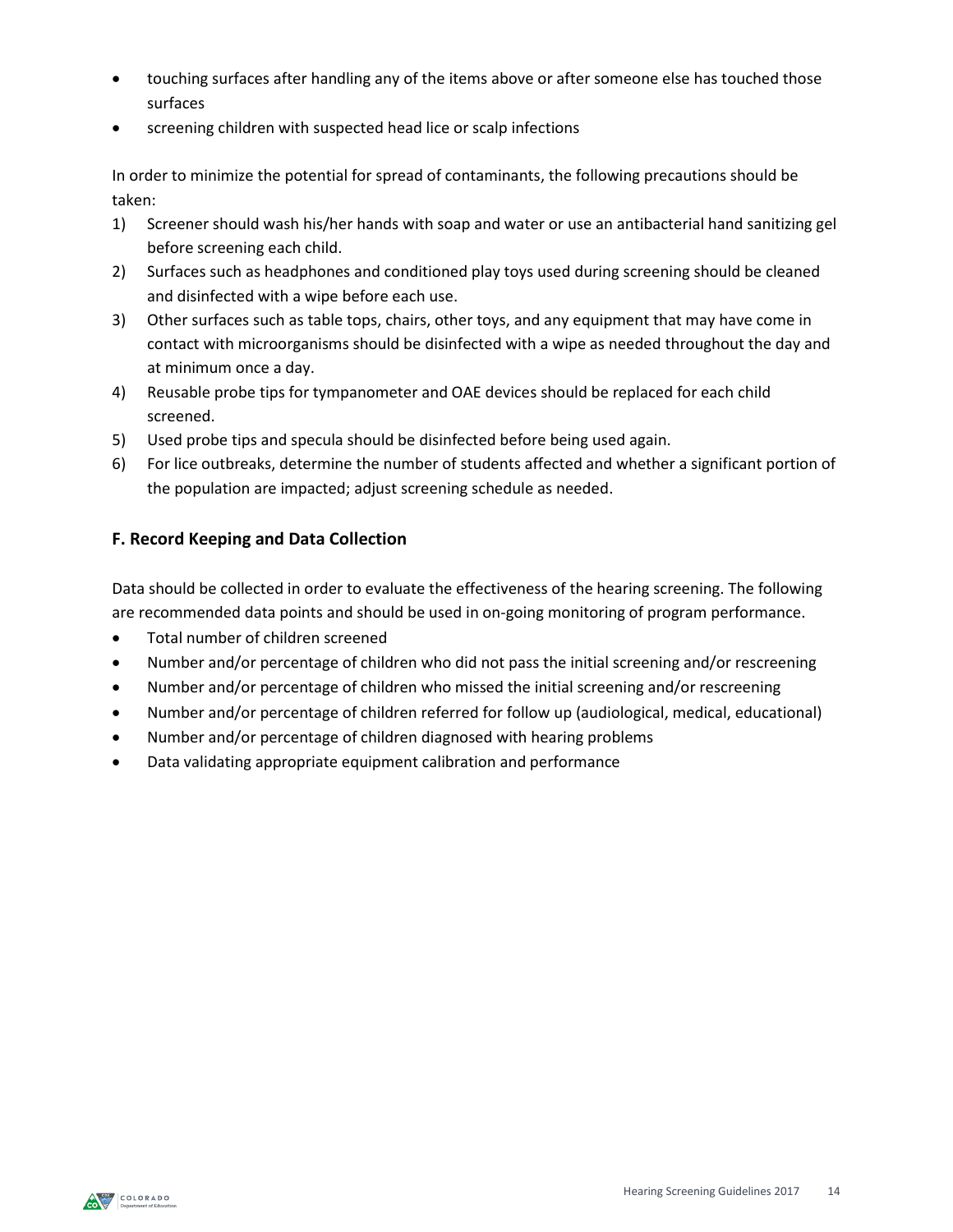- touching surfaces after handling any of the items above or after someone else has touched those surfaces
- screening children with suspected head lice or scalp infections

In order to minimize the potential for spread of contaminants, the following precautions should be taken:

1) Screener should wash his/her hands with soap and water or use an antibacterial hand sanitizing gel before screening each child.
2) Surfaces such as headphones and conditioned play toys used during screening should be cleaned and disinfected with a wipe before each use.
3) Other surfaces such as table tops, chairs, other toys, and any equipment that may have come in contact with microorganisms should be disinfected with a wipe as needed throughout the day and at minimum once a day.
4) Reusable probe tips for tympanometer and OAE devices should be replaced for each child screened.
5) Used probe tips and specula should be disinfected before being used again.
6) For lice outbreaks, determine the number of students affected and whether a significant portion of the population are impacted; adjust screening schedule as needed.

### F. Record Keeping and Data Collection

Data should be collected in order to evaluate the effectiveness of the hearing screening. The following are recommended data points and should be used in on-going monitoring of program performance.

- Total number of children screened
- Number and/or percentage of children who did not pass the initial screening and/or rescreening
- Number and/or percentage of children who missed the initial screening and/or rescreening
- Number and/or percentage of children referred for follow up (audiological, medical, educational)
- Number and/or percentage of children diagnosed with hearing problems
- Data validating appropriate equipment calibration and performance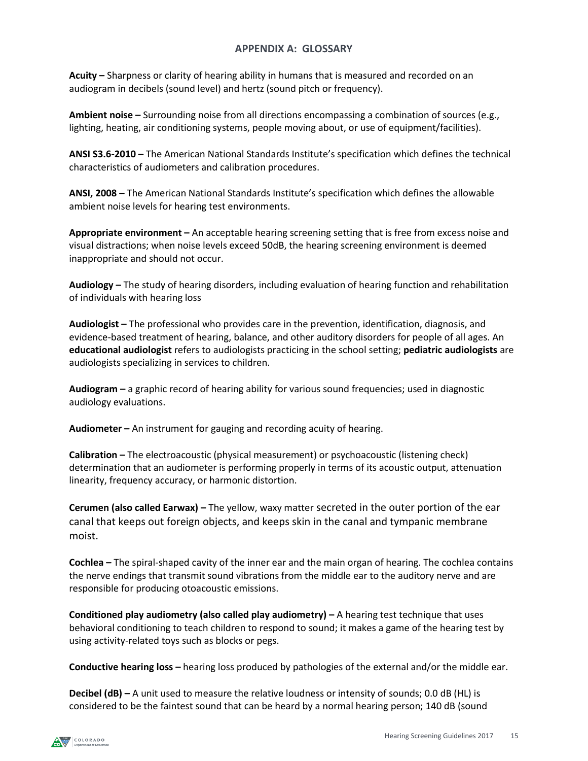## APPENDIX A: GLOSSARY

**Acuity –** Sharpness or clarity of hearing ability in humans that is measured and recorded on an audiogram in decibels (sound level) and hertz (sound pitch or frequency).

**Ambient noise –** Surrounding noise from all directions encompassing a combination of sources (e.g., lighting, heating, air conditioning systems, people moving about, or use of equipment/facilities).

**ANSI S3.6-2010 –** The American National Standards Institute's specification which defines the technical characteristics of audiometers and calibration procedures.

**ANSI, 2008 –** The American National Standards Institute's specification which defines the allowable ambient noise levels for hearing test environments.

**Appropriate environment –** An acceptable hearing screening setting that is free from excess noise and visual distractions; when noise levels exceed 50dB, the hearing screening environment is deemed inappropriate and should not occur.

**Audiology –** The study of hearing disorders, including evaluation of hearing function and rehabilitation of individuals with hearing loss

**Audiologist –** The professional who provides care in the prevention, identification, diagnosis, and evidence-based treatment of hearing, balance, and other auditory disorders for people of all ages. An **educational audiologist** refers to audiologists practicing in the school setting; **pediatric audiologists** are audiologists specializing in services to children.

**Audiogram –** a graphic record of hearing ability for various sound frequencies; used in diagnostic audiology evaluations.

**Audiometer –** An instrument for gauging and recording acuity of hearing.

**Calibration –** The electroacoustic (physical measurement) or psychoacoustic (listening check) determination that an audiometer is performing properly in terms of its acoustic output, attenuation linearity, frequency accuracy, or harmonic distortion.

**Cerumen (also called Earwax) –** The yellow, waxy matter secreted in the outer portion of the ear canal that keeps out foreign objects, and keeps skin in the canal and tympanic membrane moist.

**Cochlea –** The spiral-shaped cavity of the inner ear and the main organ of hearing. The cochlea contains the nerve endings that transmit sound vibrations from the middle ear to the auditory nerve and are responsible for producing otoacoustic emissions.

**Conditioned play audiometry (also called play audiometry) –** A hearing test technique that uses behavioral conditioning to teach children to respond to sound; it makes a game of the hearing test by using activity-related toys such as blocks or pegs.

**Conductive hearing loss –** hearing loss produced by pathologies of the external and/or the middle ear.

**Decibel (dB) –** A unit used to measure the relative loudness or intensity of sounds; 0.0 dB (HL) is considered to be the faintest sound that can be heard by a normal hearing person; 140 dB (sound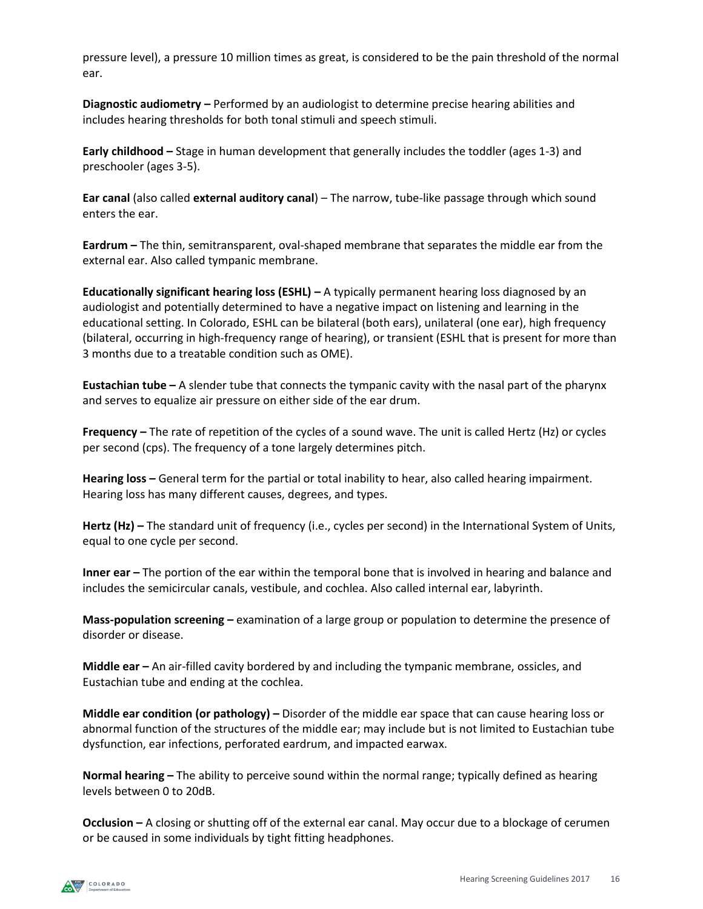pressure level), a pressure 10 million times as great, is considered to be the pain threshold of the normal ear.

**Diagnostic audiometry –** Performed by an audiologist to determine precise hearing abilities and includes hearing thresholds for both tonal stimuli and speech stimuli.

**Early childhood –** Stage in human development that generally includes the toddler (ages 1-3) and preschooler (ages 3-5).

**Ear canal** (also called **external auditory canal**) – The narrow, tube-like passage through which sound enters the ear.

**Eardrum –** The thin, semitransparent, oval-shaped membrane that separates the middle ear from the external ear. Also called tympanic membrane.

**Educationally significant hearing loss (ESHL) –** A typically permanent hearing loss diagnosed by an audiologist and potentially determined to have a negative impact on listening and learning in the educational setting. In Colorado, ESHL can be bilateral (both ears), unilateral (one ear), high frequency (bilateral, occurring in high-frequency range of hearing), or transient (ESHL that is present for more than 3 months due to a treatable condition such as OME).

**Eustachian tube –** A slender tube that connects the tympanic cavity with the nasal part of the pharynx and serves to equalize air pressure on either side of the ear drum.

**Frequency –** The rate of repetition of the cycles of a sound wave. The unit is called Hertz (Hz) or cycles per second (cps). The frequency of a tone largely determines pitch.

**Hearing loss –** General term for the partial or total inability to hear, also called hearing impairment. Hearing loss has many different causes, degrees, and types.

**Hertz (Hz) –** The standard unit of frequency (i.e., cycles per second) in the International System of Units, equal to one cycle per second.

**Inner ear –** The portion of the ear within the temporal bone that is involved in hearing and balance and includes the semicircular canals, vestibule, and cochlea. Also called internal ear, labyrinth.

**Mass-population screening –** examination of a large group or population to determine the presence of disorder or disease.

**Middle ear –** An air-filled cavity bordered by and including the tympanic membrane, ossicles, and Eustachian tube and ending at the cochlea.

**Middle ear condition (or pathology) –** Disorder of the middle ear space that can cause hearing loss or abnormal function of the structures of the middle ear; may include but is not limited to Eustachian tube dysfunction, ear infections, perforated eardrum, and impacted earwax.

**Normal hearing –** The ability to perceive sound within the normal range; typically defined as hearing levels between 0 to 20dB.

**Occlusion –** A closing or shutting off of the external ear canal. May occur due to a blockage of cerumen or be caused in some individuals by tight fitting headphones.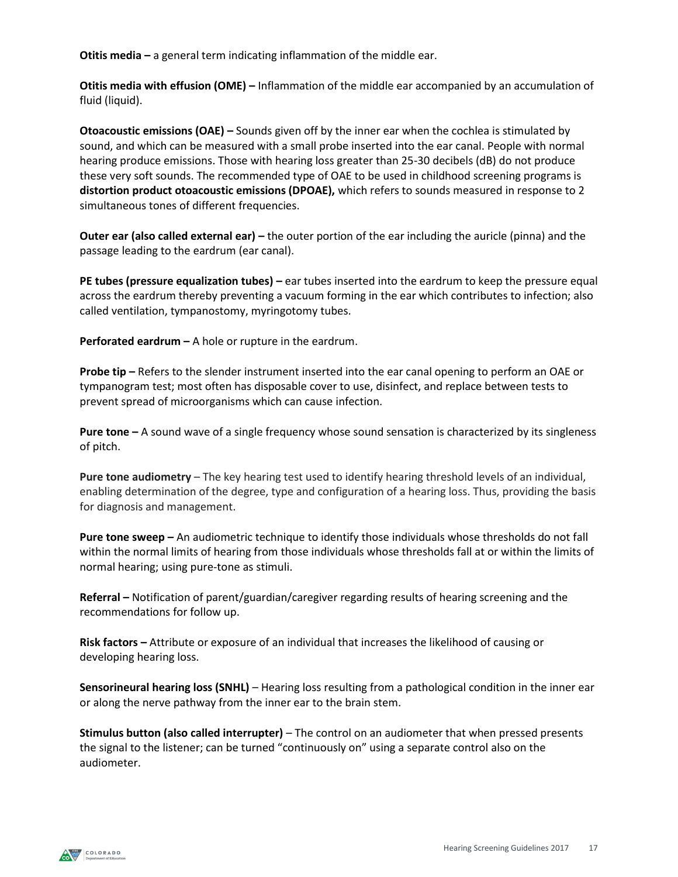**Otitis media –** a general term indicating inflammation of the middle ear.

**Otitis media with effusion (OME) –** Inflammation of the middle ear accompanied by an accumulation of fluid (liquid).

**Otoacoustic emissions (OAE) –** Sounds given off by the inner ear when the cochlea is stimulated by sound, and which can be measured with a small probe inserted into the ear canal. People with normal hearing produce emissions. Those with hearing loss greater than 25-30 decibels (dB) do not produce these very soft sounds. The recommended type of OAE to be used in childhood screening programs is **distortion product otoacoustic emissions (DPOAE),** which refers to sounds measured in response to 2 simultaneous tones of different frequencies.

**Outer ear (also called external ear) –** the outer portion of the ear including the auricle (pinna) and the passage leading to the eardrum (ear canal).

**PE tubes (pressure equalization tubes) –** ear tubes inserted into the eardrum to keep the pressure equal across the eardrum thereby preventing a vacuum forming in the ear which contributes to infection; also called ventilation, tympanostomy, myringotomy tubes.

**Perforated eardrum –** A hole or rupture in the eardrum.

**Probe tip –** Refers to the slender instrument inserted into the ear canal opening to perform an OAE or tympanogram test; most often has disposable cover to use, disinfect, and replace between tests to prevent spread of microorganisms which can cause infection.

**Pure tone –** A sound wave of a single frequency whose sound sensation is characterized by its singleness of pitch.

**Pure tone audiometry** – The key hearing test used to identify hearing threshold levels of an individual, enabling determination of the degree, type and configuration of a hearing loss. Thus, providing the basis for diagnosis and management.

**Pure tone sweep –** An audiometric technique to identify those individuals whose thresholds do not fall within the normal limits of hearing from those individuals whose thresholds fall at or within the limits of normal hearing; using pure-tone as stimuli.

**Referral –** Notification of parent/guardian/caregiver regarding results of hearing screening and the recommendations for follow up.

**Risk factors –** Attribute or exposure of an individual that increases the likelihood of causing or developing hearing loss.

**Sensorineural hearing loss (SNHL)** – Hearing loss resulting from a pathological condition in the inner ear or along the nerve pathway from the inner ear to the brain stem.

**Stimulus button (also called interrupter)** – The control on an audiometer that when pressed presents the signal to the listener; can be turned "continuously on" using a separate control also on the audiometer.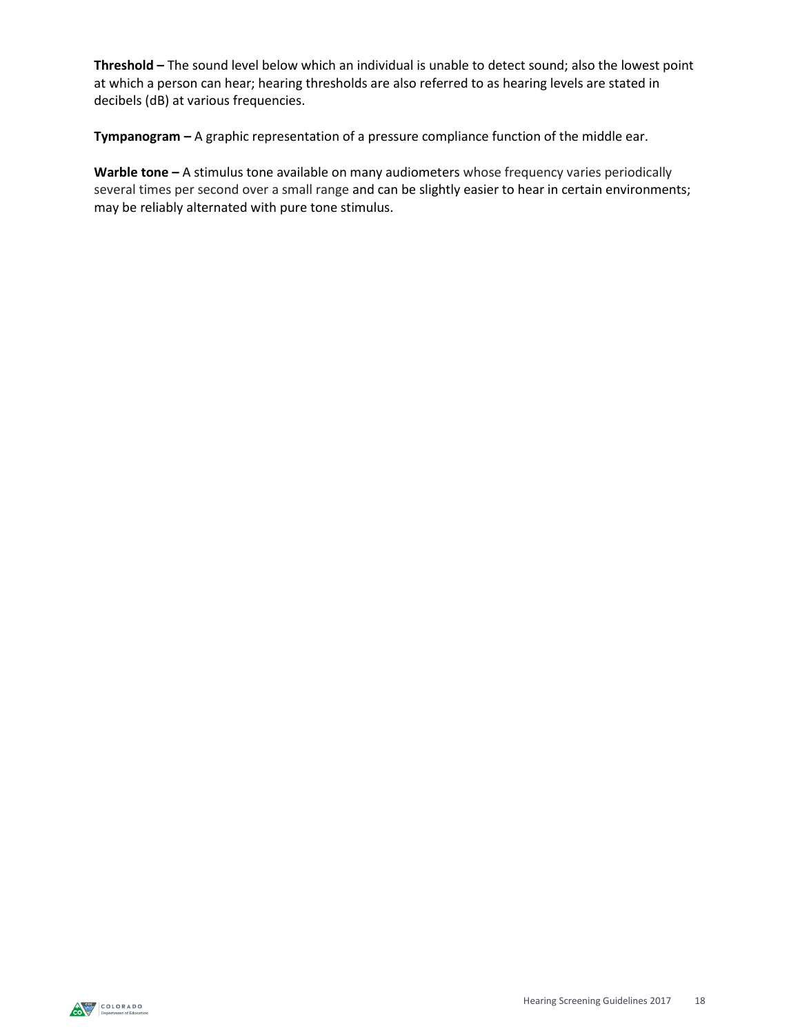**Threshold –** The sound level below which an individual is unable to detect sound; also the lowest point at which a person can hear; hearing thresholds are also referred to as hearing levels are stated in decibels (dB) at various frequencies.

**Tympanogram –** A graphic representation of a pressure compliance function of the middle ear.

**Warble tone –** A stimulus tone available on many audiometers whose frequency varies periodically several times per second over a small range and can be slightly easier to hear in certain environments; may be reliably alternated with pure tone stimulus.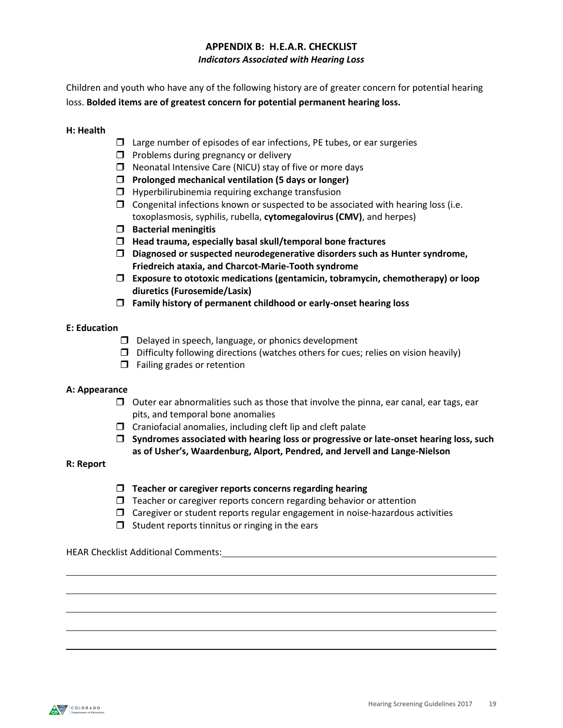# APPENDIX B: H.E.A.R. CHECKLIST

*Indicators Associated with Hearing Loss*

Children and youth who have any of the following history are of greater concern for potential hearing loss. **Bolded items are of greatest concern for potential permanent hearing loss.**

**H: Health**

- ☐ Large number of episodes of ear infections, PE tubes, or ear surgeries
- ☐ Problems during pregnancy or delivery
- ☐ Neonatal Intensive Care (NICU) stay of five or more days
- ☐ **Prolonged mechanical ventilation (5 days or longer)**
- ☐ Hyperbilirubinemia requiring exchange transfusion
- ☐ Congenital infections known or suspected to be associated with hearing loss (i.e. toxoplasmosis, syphilis, rubella, **cytomegalovirus (CMV)**, and herpes)
- ☐ **Bacterial meningitis**
- ☐ **Head trauma, especially basal skull/temporal bone fractures**
- ☐ **Diagnosed or suspected neurodegenerative disorders such as Hunter syndrome, Friedreich ataxia, and Charcot-Marie-Tooth syndrome**
- ☐ **Exposure to ototoxic medications (gentamicin, tobramycin, chemotherapy) or loop diuretics (Furosemide/Lasix)**
- ☐ **Family history of permanent childhood or early-onset hearing loss**

**E: Education**

- ☐ Delayed in speech, language, or phonics development
- ☐ Difficulty following directions (watches others for cues; relies on vision heavily)
- ☐ Failing grades or retention

**A: Appearance**

- ☐ Outer ear abnormalities such as those that involve the pinna, ear canal, ear tags, ear pits, and temporal bone anomalies
- ☐ Craniofacial anomalies, including cleft lip and cleft palate
- ☐ **Syndromes associated with hearing loss or progressive or late-onset hearing loss, such as of Usher's, Waardenburg, Alport, Pendred, and Jervell and Lange-Nielson**

**R: Report**

- ☐ **Teacher or caregiver reports concerns regarding hearing**
- ☐ Teacher or caregiver reports concern regarding behavior or attention
- ☐ Caregiver or student reports regular engagement in noise-hazardous activities
- ☐ Student reports tinnitus or ringing in the ears

HEAR Checklist Additional Comments: ____________________________________________

______________________________________________________________________

______________________________________________________________________

______________________________________________________________________

______________________________________________________________________

______________________________________________________________________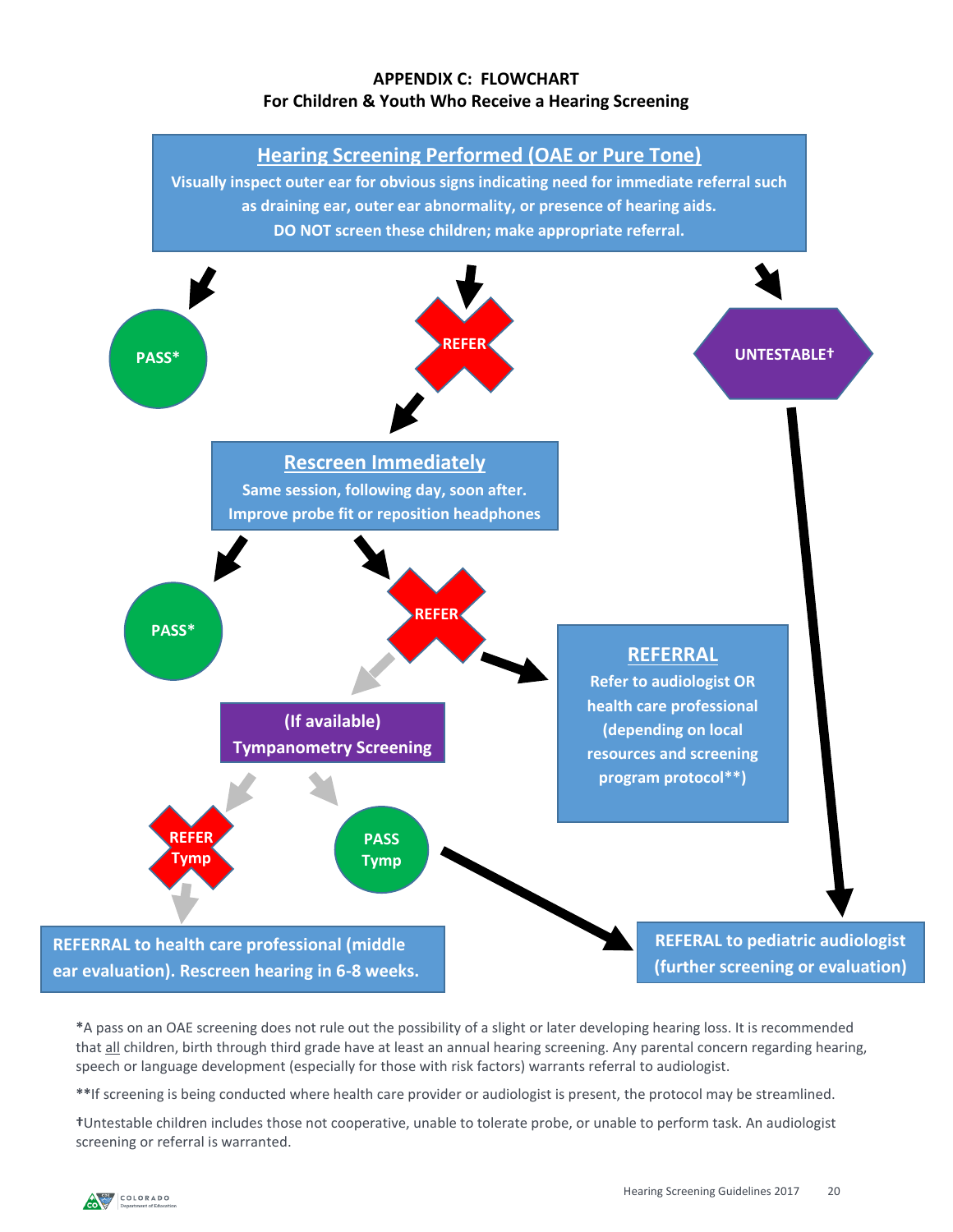# APPENDIX C: FLOWCHART

## For Children & Youth Who Receive a Hearing Screening

**Hearing Screening Performed (OAE or Pure Tone)**

Visually inspect outer ear for obvious signs indicating need for immediate referral such as draining ear, outer ear abnormality, or presence of hearing aids.
DO NOT screen these children; make appropriate referral.

PASS*

REFER

UNTESTABLE†

**Rescreen Immediately**

Same session, following day, soon after.
Improve probe fit or reposition headphones

PASS*

REFER

(If available)
Tympanometry Screening

**REFERRAL**

Refer to audiologist OR health care professional (depending on local resources and screening program protocol**)

REFER Tymp

PASS Tymp

REFERRAL to health care professional (middle ear evaluation). Rescreen hearing in 6-8 weeks.

REFERAL to pediatric audiologist (further screening or evaluation)

*A pass on an OAE screening does not rule out the possibility of a slight or later developing hearing loss. It is recommended that all children, birth through third grade have at least an annual hearing screening. Any parental concern regarding hearing, speech or language development (especially for those with risk factors) warrants referral to audiologist.

**If screening is being conducted where health care provider or audiologist is present, the protocol may be streamlined.

†Untestable children includes those not cooperative, unable to tolerate probe, or unable to perform task. An audiologist screening or referral is warranted.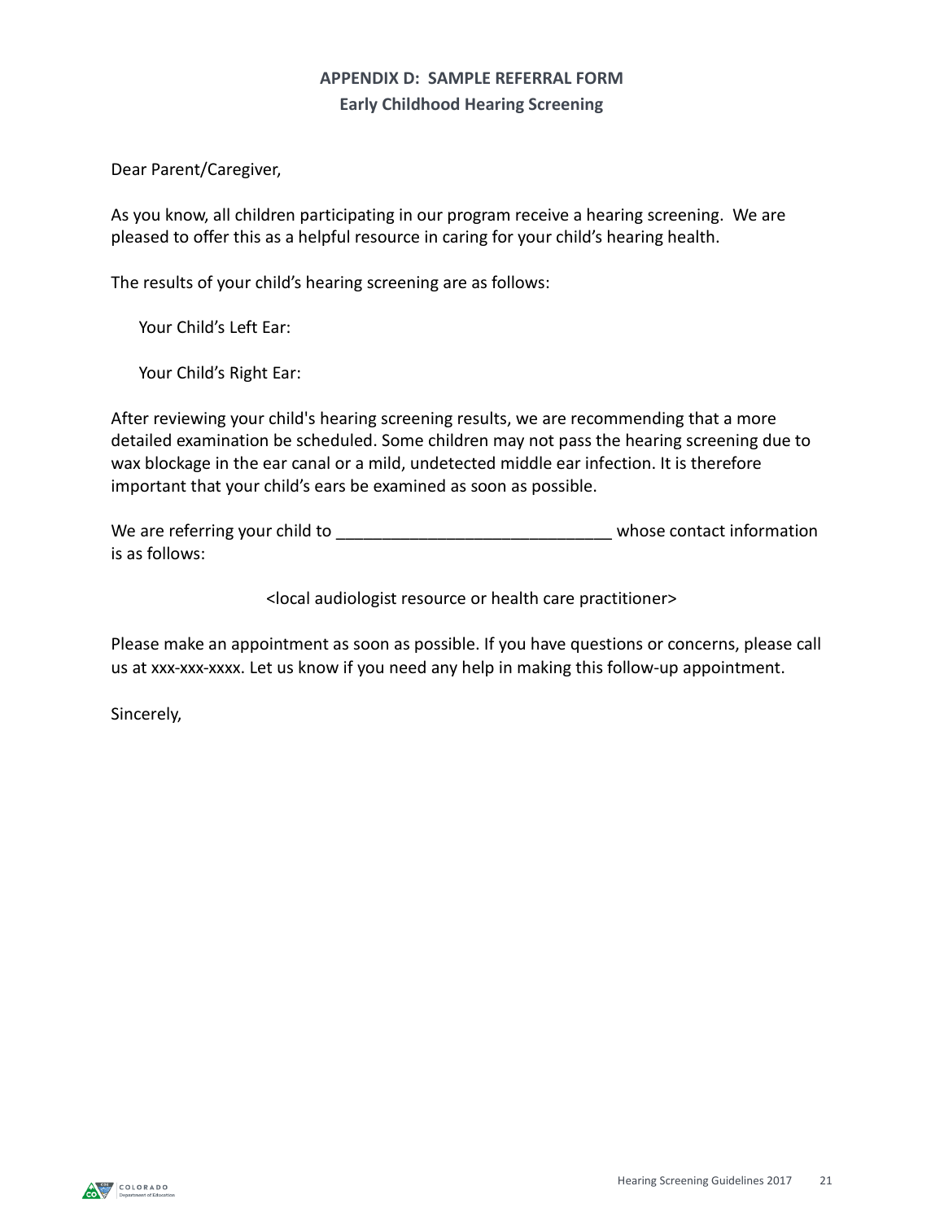## APPENDIX D: SAMPLE REFERRAL FORM

### Early Childhood Hearing Screening

Dear Parent/Caregiver,

As you know, all children participating in our program receive a hearing screening. We are pleased to offer this as a helpful resource in caring for your child's hearing health.

The results of your child's hearing screening are as follows:

Your Child's Left Ear:

Your Child's Right Ear:

After reviewing your child's hearing screening results, we are recommending that a more detailed examination be scheduled. Some children may not pass the hearing screening due to wax blockage in the ear canal or a mild, undetected middle ear infection. It is therefore important that your child's ears be examined as soon as possible.

We are referring your child to _____________________________ whose contact information is as follows:

<local audiologist resource or health care practitioner>

Please make an appointment as soon as possible. If you have questions or concerns, please call us at xxx-xxx-xxxx. Let us know if you need any help in making this follow-up appointment.

Sincerely,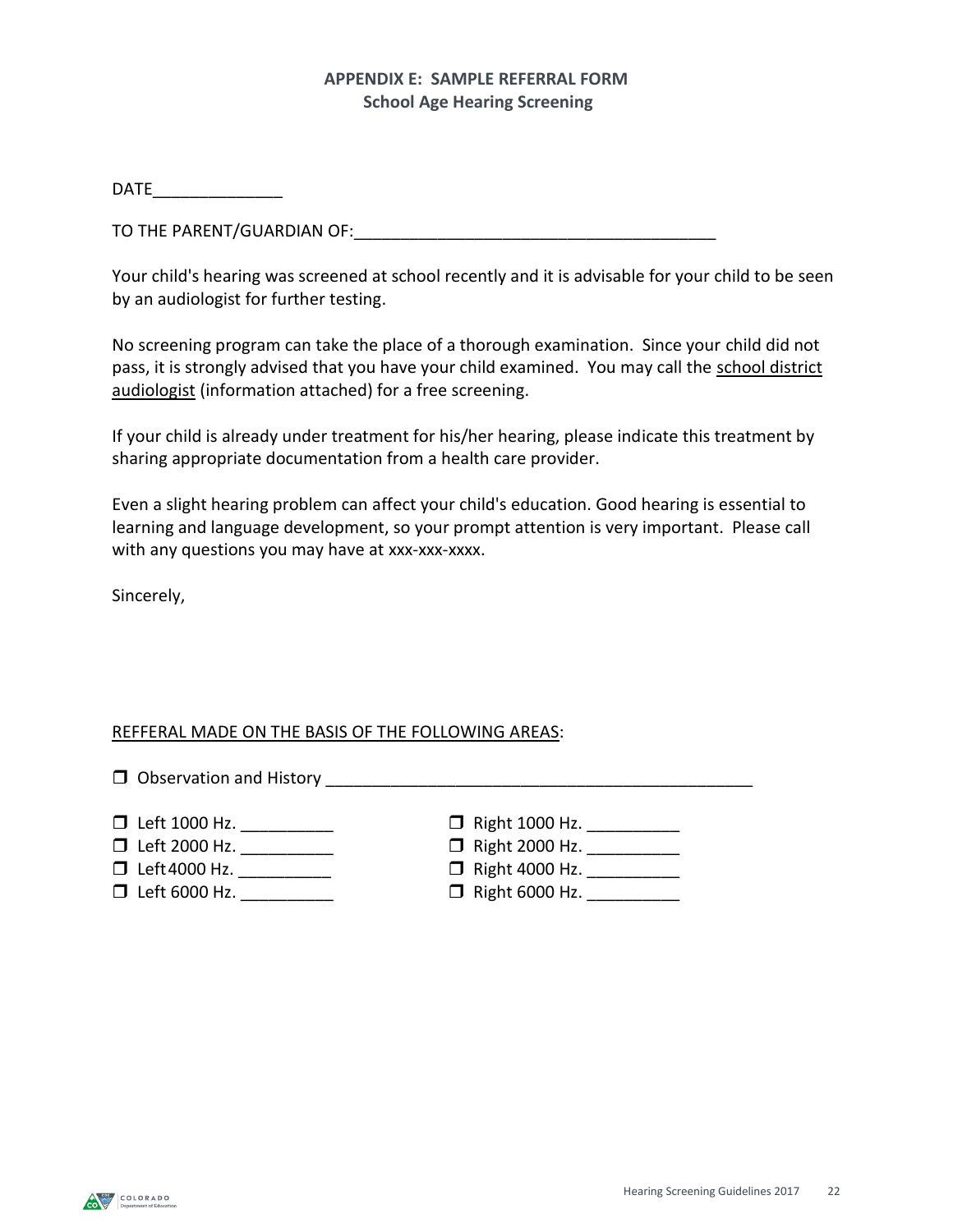## APPENDIX E: SAMPLE REFERRAL FORM
### School Age Hearing Screening

DATE______________

TO THE PARENT/GUARDIAN OF:_______________________________________

Your child's hearing was screened at school recently and it is advisable for your child to be seen by an audiologist for further testing.

No screening program can take the place of a thorough examination. Since your child did not pass, it is strongly advised that you have your child examined. You may call the school district audiologist (information attached) for a free screening.

If your child is already under treatment for his/her hearing, please indicate this treatment by sharing appropriate documentation from a health care provider.

Even a slight hearing problem can affect your child's education. Good hearing is essential to learning and language development, so your prompt attention is very important. Please call with any questions you may have at xxx-xxx-xxxx.

Sincerely,

REFFERAL MADE ON THE BASIS OF THE FOLLOWING AREAS:

- ☐ Observation and History _______________________________________________

- ☐ Left 1000 Hz. __________
- ☐ Left 2000 Hz. __________
- ☐ Left 4000 Hz. __________
- ☐ Left 6000 Hz. __________
- ☐ Right 1000 Hz. __________
- ☐ Right 2000 Hz. __________
- ☐ Right 4000 Hz. __________
- ☐ Right 6000 Hz. __________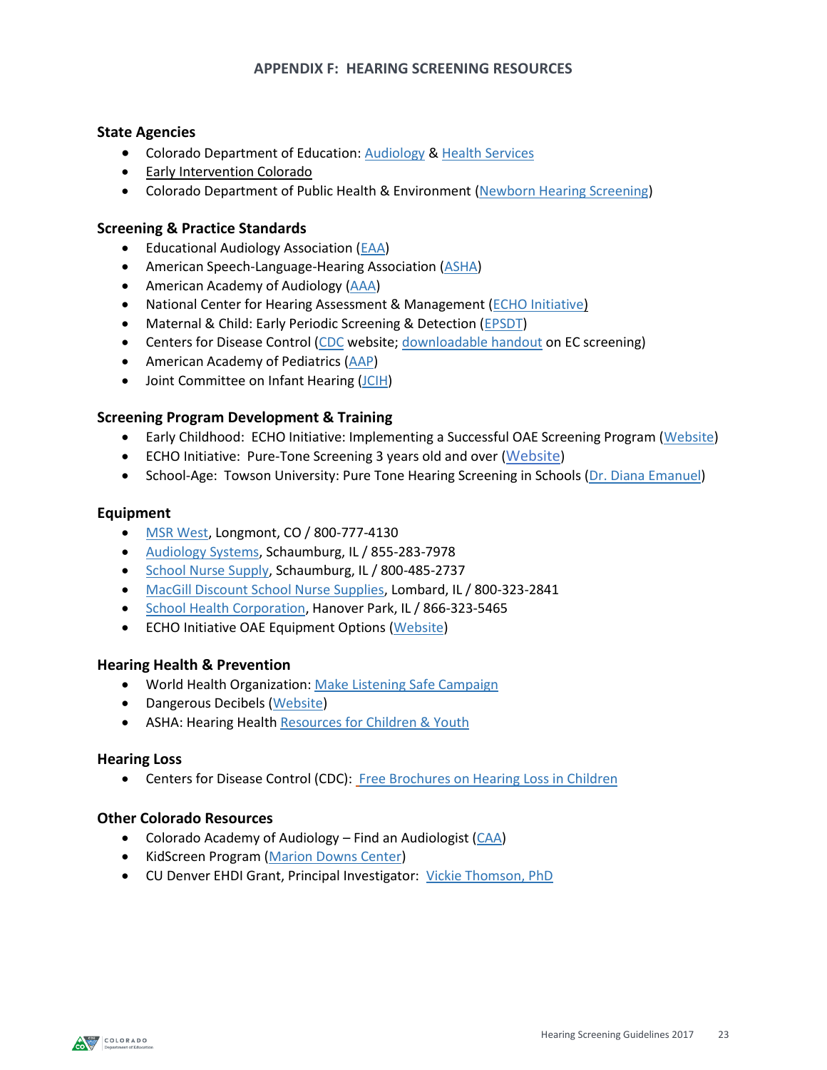## APPENDIX F: HEARING SCREENING RESOURCES

### State Agencies

- Colorado Department of Education: Audiology & Health Services
- Early Intervention Colorado
- Colorado Department of Public Health & Environment (Newborn Hearing Screening)

### Screening & Practice Standards

- Educational Audiology Association (EAA)
- American Speech-Language-Hearing Association (ASHA)
- American Academy of Audiology (AAA)
- National Center for Hearing Assessment & Management (ECHO Initiative)
- Maternal & Child: Early Periodic Screening & Detection (EPSDT)
- Centers for Disease Control (CDC website; downloadable handout on EC screening)
- American Academy of Pediatrics (AAP)
- Joint Committee on Infant Hearing (JCIH)

### Screening Program Development & Training

- Early Childhood: ECHO Initiative: Implementing a Successful OAE Screening Program (Website)
- ECHO Initiative: Pure-Tone Screening 3 years old and over (Website)
- School-Age: Towson University: Pure Tone Hearing Screening in Schools (Dr. Diana Emanuel)

### Equipment

- MSR West, Longmont, CO / 800-777-4130
- Audiology Systems, Schaumburg, IL / 855-283-7978
- School Nurse Supply, Schaumburg, IL / 800-485-2737
- MacGill Discount School Nurse Supplies, Lombard, IL / 800-323-2841
- School Health Corporation, Hanover Park, IL / 866-323-5465
- ECHO Initiative OAE Equipment Options (Website)

### Hearing Health & Prevention

- World Health Organization: Make Listening Safe Campaign
- Dangerous Decibels (Website)
- ASHA: Hearing Health Resources for Children & Youth

### Hearing Loss

- Centers for Disease Control (CDC): Free Brochures on Hearing Loss in Children

### Other Colorado Resources

- Colorado Academy of Audiology – Find an Audiologist (CAA)
- KidScreen Program (Marion Downs Center)
- CU Denver EHDI Grant, Principal Investigator: Vickie Thomson, PhD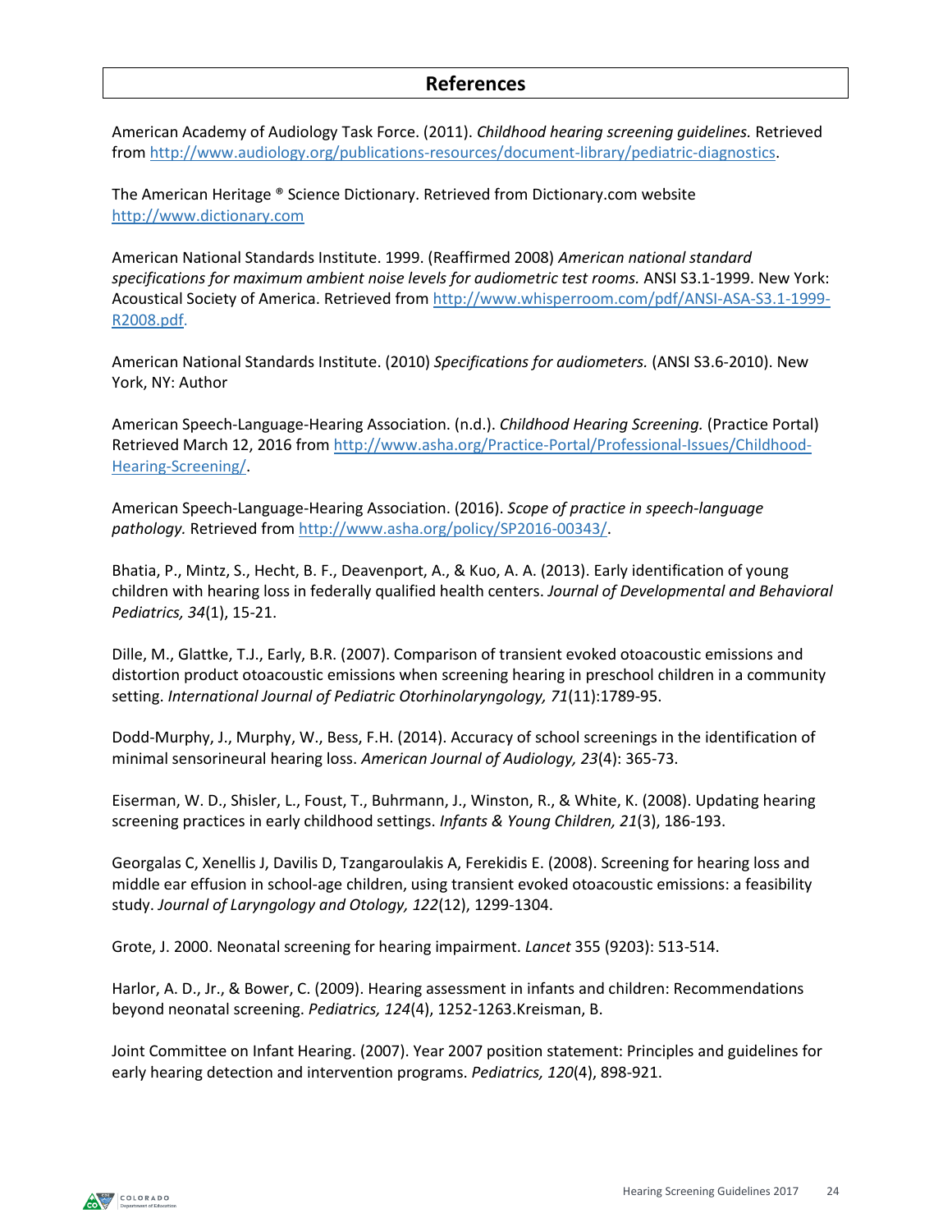## References

American Academy of Audiology Task Force. (2011). *Childhood hearing screening guidelines.* Retrieved from http://www.audiology.org/publications-resources/document-library/pediatric-diagnostics.

The American Heritage ® Science Dictionary. Retrieved from Dictionary.com website http://www.dictionary.com

American National Standards Institute. 1999. (Reaffirmed 2008) *American national standard specifications for maximum ambient noise levels for audiometric test rooms.* ANSI S3.1-1999. New York: Acoustical Society of America. Retrieved from http://www.whisperroom.com/pdf/ANSI-ASA-S3.1-1999-R2008.pdf.

American National Standards Institute. (2010) *Specifications for audiometers.* (ANSI S3.6-2010). New York, NY: Author

American Speech-Language-Hearing Association. (n.d.). *Childhood Hearing Screening.* (Practice Portal) Retrieved March 12, 2016 from http://www.asha.org/Practice-Portal/Professional-Issues/Childhood-Hearing-Screening/.

American Speech-Language-Hearing Association. (2016). *Scope of practice in speech-language pathology.* Retrieved from http://www.asha.org/policy/SP2016-00343/.

Bhatia, P., Mintz, S., Hecht, B. F., Deavenport, A., & Kuo, A. A. (2013). Early identification of young children with hearing loss in federally qualified health centers. *Journal of Developmental and Behavioral Pediatrics, 34*(1), 15-21.

Dille, M., Glattke, T.J., Early, B.R. (2007). Comparison of transient evoked otoacoustic emissions and distortion product otoacoustic emissions when screening hearing in preschool children in a community setting. *International Journal of Pediatric Otorhinolaryngology, 71*(11):1789-95.

Dodd-Murphy, J., Murphy, W., Bess, F.H. (2014). Accuracy of school screenings in the identification of minimal sensorineural hearing loss. *American Journal of Audiology, 23*(4): 365-73.

Eiserman, W. D., Shisler, L., Foust, T., Buhrmann, J., Winston, R., & White, K. (2008). Updating hearing screening practices in early childhood settings. *Infants & Young Children, 21*(3), 186-193.

Georgalas C, Xenellis J, Davilis D, Tzangaroulakis A, Ferekidis E. (2008). Screening for hearing loss and middle ear effusion in school-age children, using transient evoked otoacoustic emissions: a feasibility study. *Journal of Laryngology and Otology, 122*(12), 1299-1304.

Grote, J. 2000. Neonatal screening for hearing impairment. *Lancet* 355 (9203): 513-514.

Harlor, A. D., Jr., & Bower, C. (2009). Hearing assessment in infants and children: Recommendations beyond neonatal screening. *Pediatrics, 124*(4), 1252-1263.Kreisman, B.

Joint Committee on Infant Hearing. (2007). Year 2007 position statement: Principles and guidelines for early hearing detection and intervention programs. *Pediatrics, 120*(4), 898-921.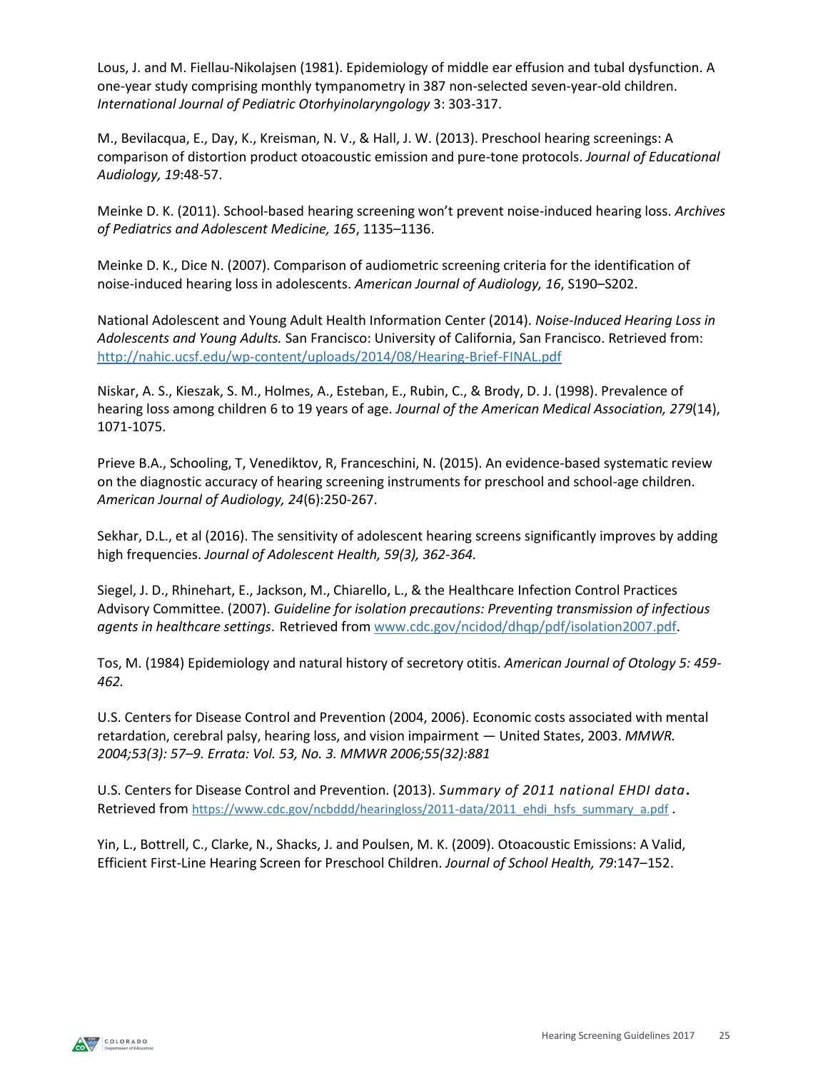Lous, J. and M. Fiellau-Nikolajsen (1981). Epidemiology of middle ear effusion and tubal dysfunction. A one-year study comprising monthly tympanometry in 387 non-selected seven-year-old children. *International Journal of Pediatric Otorhyinolaryngology* 3: 303-317.

M., Bevilacqua, E., Day, K., Kreisman, N. V., & Hall, J. W. (2013). Preschool hearing screenings: A comparison of distortion product otoacoustic emission and pure-tone protocols. *Journal of Educational Audiology, 19*:48-57.

Meinke D. K. (2011). School-based hearing screening won't prevent noise-induced hearing loss. *Archives of Pediatrics and Adolescent Medicine, 165*, 1135–1136.

Meinke D. K., Dice N. (2007). Comparison of audiometric screening criteria for the identification of noise-induced hearing loss in adolescents. *American Journal of Audiology, 16*, S190–S202.

National Adolescent and Young Adult Health Information Center (2014). *Noise-Induced Hearing Loss in Adolescents and Young Adults.* San Francisco: University of California, San Francisco. Retrieved from: http://nahic.ucsf.edu/wp-content/uploads/2014/08/Hearing-Brief-FINAL.pdf

Niskar, A. S., Kieszak, S. M., Holmes, A., Esteban, E., Rubin, C., & Brody, D. J. (1998). Prevalence of hearing loss among children 6 to 19 years of age. *Journal of the American Medical Association, 279*(14), 1071-1075.

Prieve B.A., Schooling, T, Venediktov, R, Franceschini, N. (2015). An evidence-based systematic review on the diagnostic accuracy of hearing screening instruments for preschool and school-age children. *American Journal of Audiology, 24*(6):250-267.

Sekhar, D.L., et al (2016). The sensitivity of adolescent hearing screens significantly improves by adding high frequencies. *Journal of Adolescent Health, 59(3), 362-364.*

Siegel, J. D., Rhinehart, E., Jackson, M., Chiarello, L., & the Healthcare Infection Control Practices Advisory Committee. (2007). *Guideline for isolation precautions: Preventing transmission of infectious agents in healthcare settings*. Retrieved from www.cdc.gov/ncidod/dhqp/pdf/isolation2007.pdf.

Tos, M. (1984) Epidemiology and natural history of secretory otitis. *American Journal of Otology 5: 459-462.*

U.S. Centers for Disease Control and Prevention (2004, 2006). Economic costs associated with mental retardation, cerebral palsy, hearing loss, and vision impairment — United States, 2003. *MMWR. 2004;53(3): 57–9. Errata: Vol. 53, No. 3. MMWR 2006;55(32):881*

U.S. Centers for Disease Control and Prevention. (2013). *Summary of 2011 national EHDI data*. Retrieved from https://www.cdc.gov/ncbddd/hearingloss/2011-data/2011_ehdi_hsfs_summary_a.pdf .

Yin, L., Bottrell, C., Clarke, N., Shacks, J. and Poulsen, M. K. (2009). Otoacoustic Emissions: A Valid, Efficient First-Line Hearing Screen for Preschool Children. *Journal of School Health, 79*:147–152.